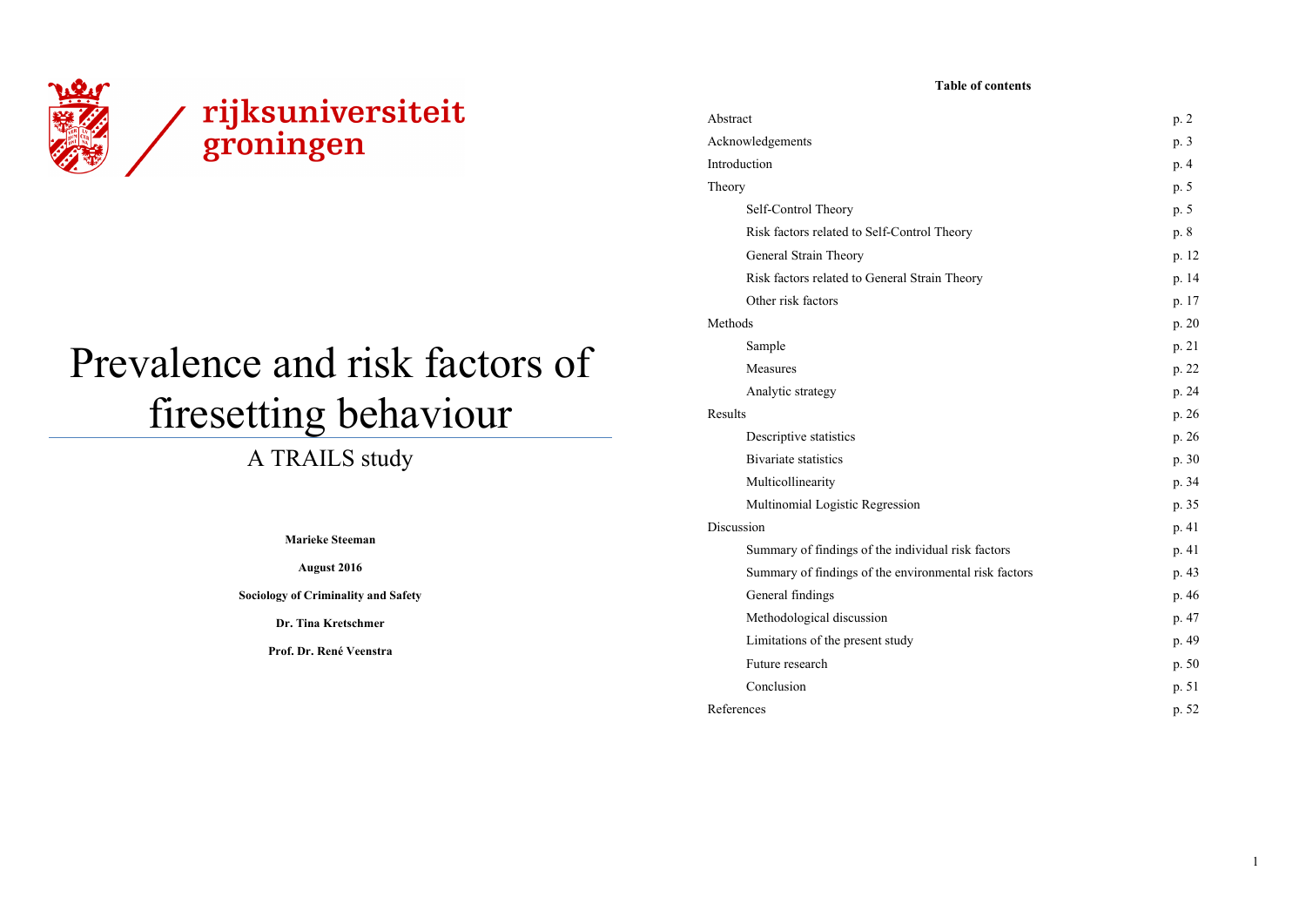rijksuniversiteit groningen

# Prevalence and risk factors of firesetting behaviour

## A TRAILS study

**Marieke Steeman**

**August 2016**

**Sociology of Criminality and Safety**

**Dr. Tina Kretschmer**

**Prof. Dr. René Veenstra**

**Table of contents**

| | |
|---|---|
| Abstract | p. 2 |
| Acknowledgements | p. 3 |
| Introduction | p. 4 |
| Theory | p. 5 |
| Self-Control Theory | p. 5 |
| Risk factors related to Self-Control Theory | p. 8 |
| General Strain Theory | p. 12 |
| Risk factors related to General Strain Theory | p. 14 |
| Other risk factors | p. 17 |
| Methods | p. 20 |
| Sample | p. 21 |
| Measures | p. 22 |
| Analytic strategy | p. 24 |
| Results | p. 26 |
| Descriptive statistics | p. 26 |
| Bivariate statistics | p. 30 |
| Multicollinearity | p. 34 |
| Multinomial Logistic Regression | p. 35 |
| Discussion | p. 41 |
| Summary of findings of the individual risk factors | p. 41 |
| Summary of findings of the environmental risk factors | p. 43 |
| General findings | p. 46 |
| Methodological discussion | p. 47 |
| Limitations of the present study | p. 49 |
| Future research | p. 50 |
| Conclusion | p. 51 |
| References | p. 52 |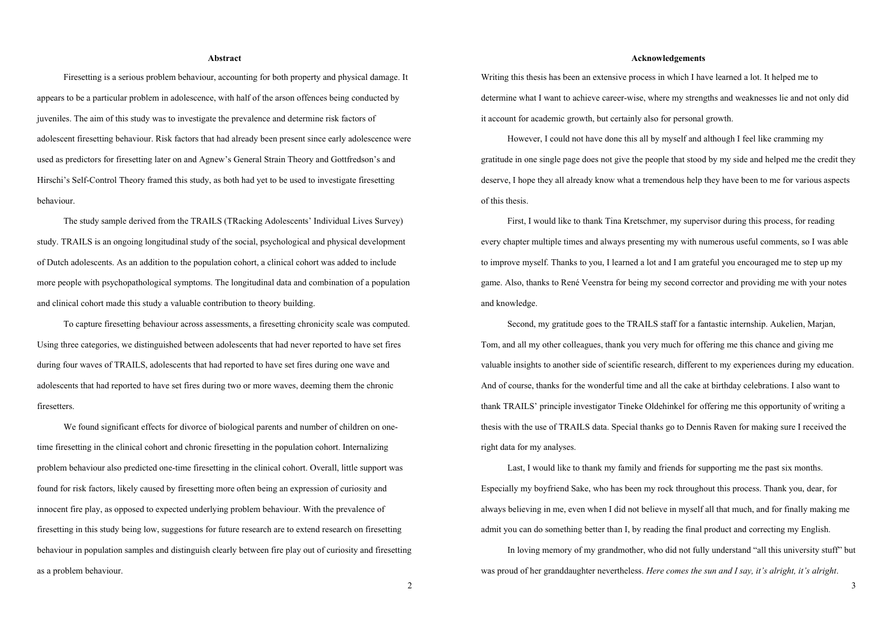## Abstract

Firesetting is a serious problem behaviour, accounting for both property and physical damage. It appears to be a particular problem in adolescence, with half of the arson offences being conducted by juveniles. The aim of this study was to investigate the prevalence and determine risk factors of adolescent firesetting behaviour. Risk factors that had already been present since early adolescence were used as predictors for firesetting later on and Agnew's General Strain Theory and Gottfredson's and Hirschi's Self-Control Theory framed this study, as both had yet to be used to investigate firesetting behaviour.

The study sample derived from the TRAILS (TRacking Adolescents' Individual Lives Survey) study. TRAILS is an ongoing longitudinal study of the social, psychological and physical development of Dutch adolescents. As an addition to the population cohort, a clinical cohort was added to include more people with psychopathological symptoms. The longitudinal data and combination of a population and clinical cohort made this study a valuable contribution to theory building.

To capture firesetting behaviour across assessments, a firesetting chronicity scale was computed. Using three categories, we distinguished between adolescents that had never reported to have set fires during four waves of TRAILS, adolescents that had reported to have set fires during one wave and adolescents that had reported to have set fires during two or more waves, deeming them the chronic firesetters.

We found significant effects for divorce of biological parents and number of children on one-time firesetting in the clinical cohort and chronic firesetting in the population cohort. Internalizing problem behaviour also predicted one-time firesetting in the clinical cohort. Overall, little support was found for risk factors, likely caused by firesetting more often being an expression of curiosity and innocent fire play, as opposed to expected underlying problem behaviour. With the prevalence of firesetting in this study being low, suggestions for future research are to extend research on firesetting behaviour in population samples and distinguish clearly between fire play out of curiosity and firesetting as a problem behaviour.

## Acknowledgements

Writing this thesis has been an extensive process in which I have learned a lot. It helped me to determine what I want to achieve career-wise, where my strengths and weaknesses lie and not only did it account for academic growth, but certainly also for personal growth.

However, I could not have done this all by myself and although I feel like cramming my gratitude in one single page does not give the people that stood by my side and helped me the credit they deserve, I hope they all already know what a tremendous help they have been to me for various aspects of this thesis.

First, I would like to thank Tina Kretschmer, my supervisor during this process, for reading every chapter multiple times and always presenting my with numerous useful comments, so I was able to improve myself. Thanks to you, I learned a lot and I am grateful you encouraged me to step up my game. Also, thanks to René Veenstra for being my second corrector and providing me with your notes and knowledge.

Second, my gratitude goes to the TRAILS staff for a fantastic internship. Aukelien, Marjan, Tom, and all my other colleagues, thank you very much for offering me this chance and giving me valuable insights to another side of scientific research, different to my experiences during my education. And of course, thanks for the wonderful time and all the cake at birthday celebrations. I also want to thank TRAILS' principle investigator Tineke Oldehinkel for offering me this opportunity of writing a thesis with the use of TRAILS data. Special thanks go to Dennis Raven for making sure I received the right data for my analyses.

Last, I would like to thank my family and friends for supporting me the past six months. Especially my boyfriend Sake, who has been my rock throughout this process. Thank you, dear, for always believing in me, even when I did not believe in myself all that much, and for finally making me admit you can do something better than I, by reading the final product and correcting my English.

In loving memory of my grandmother, who did not fully understand "all this university stuff" but was proud of her granddaughter nevertheless. *Here comes the sun and I say, it's alright, it's alright*.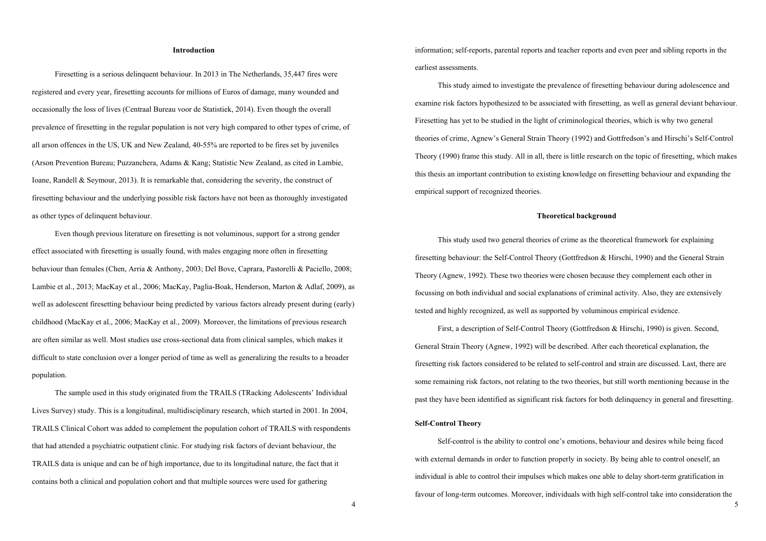## Introduction

Firesetting is a serious delinquent behaviour. In 2013 in The Netherlands, 35,447 fires were registered and every year, firesetting accounts for millions of Euros of damage, many wounded and occasionally the loss of lives (Centraal Bureau voor de Statistiek, 2014). Even though the overall prevalence of firesetting in the regular population is not very high compared to other types of crime, of all arson offences in the US, UK and New Zealand, 40-55% are reported to be fires set by juveniles (Arson Prevention Bureau; Puzzanchera, Adams & Kang; Statistic New Zealand, as cited in Lambie, Ioane, Randell & Seymour, 2013). It is remarkable that, considering the severity, the construct of firesetting behaviour and the underlying possible risk factors have not been as thoroughly investigated as other types of delinquent behaviour.

Even though previous literature on firesetting is not voluminous, support for a strong gender effect associated with firesetting is usually found, with males engaging more often in firesetting behaviour than females (Chen, Arria & Anthony, 2003; Del Bove, Caprara, Pastorelli & Paciello, 2008; Lambie et al., 2013; MacKay et al., 2006; MacKay, Paglia-Boak, Henderson, Marton & Adlaf, 2009), as well as adolescent firesetting behaviour being predicted by various factors already present during (early) childhood (MacKay et al., 2006; MacKay et al., 2009). Moreover, the limitations of previous research are often similar as well. Most studies use cross-sectional data from clinical samples, which makes it difficult to state conclusion over a longer period of time as well as generalizing the results to a broader population.

The sample used in this study originated from the TRAILS (TRacking Adolescents' Individual Lives Survey) study. This is a longitudinal, multidisciplinary research, which started in 2001. In 2004, TRAILS Clinical Cohort was added to complement the population cohort of TRAILS with respondents that had attended a psychiatric outpatient clinic. For studying risk factors of deviant behaviour, the TRAILS data is unique and can be of high importance, due to its longitudinal nature, the fact that it contains both a clinical and population cohort and that multiple sources were used for gathering information; self-reports, parental reports and teacher reports and even peer and sibling reports in the earliest assessments.

This study aimed to investigate the prevalence of firesetting behaviour during adolescence and examine risk factors hypothesized to be associated with firesetting, as well as general deviant behaviour. Firesetting has yet to be studied in the light of criminological theories, which is why two general theories of crime, Agnew's General Strain Theory (1992) and Gottfredson's and Hirschi's Self-Control Theory (1990) frame this study. All in all, there is little research on the topic of firesetting, which makes this thesis an important contribution to existing knowledge on firesetting behaviour and expanding the empirical support of recognized theories.

## Theoretical background

This study used two general theories of crime as the theoretical framework for explaining firesetting behaviour: the Self-Control Theory (Gottfredson & Hirschi, 1990) and the General Strain Theory (Agnew, 1992). These two theories were chosen because they complement each other in focussing on both individual and social explanations of criminal activity. Also, they are extensively tested and highly recognized, as well as supported by voluminous empirical evidence.

First, a description of Self-Control Theory (Gottfredson & Hirschi, 1990) is given. Second, General Strain Theory (Agnew, 1992) will be described. After each theoretical explanation, the firesetting risk factors considered to be related to self-control and strain are discussed. Last, there are some remaining risk factors, not relating to the two theories, but still worth mentioning because in the past they have been identified as significant risk factors for both delinquency in general and firesetting.

### Self-Control Theory

Self-control is the ability to control one's emotions, behaviour and desires while being faced with external demands in order to function properly in society. By being able to control oneself, an individual is able to control their impulses which makes one able to delay short-term gratification in favour of long-term outcomes. Moreover, individuals with high self-control take into consideration the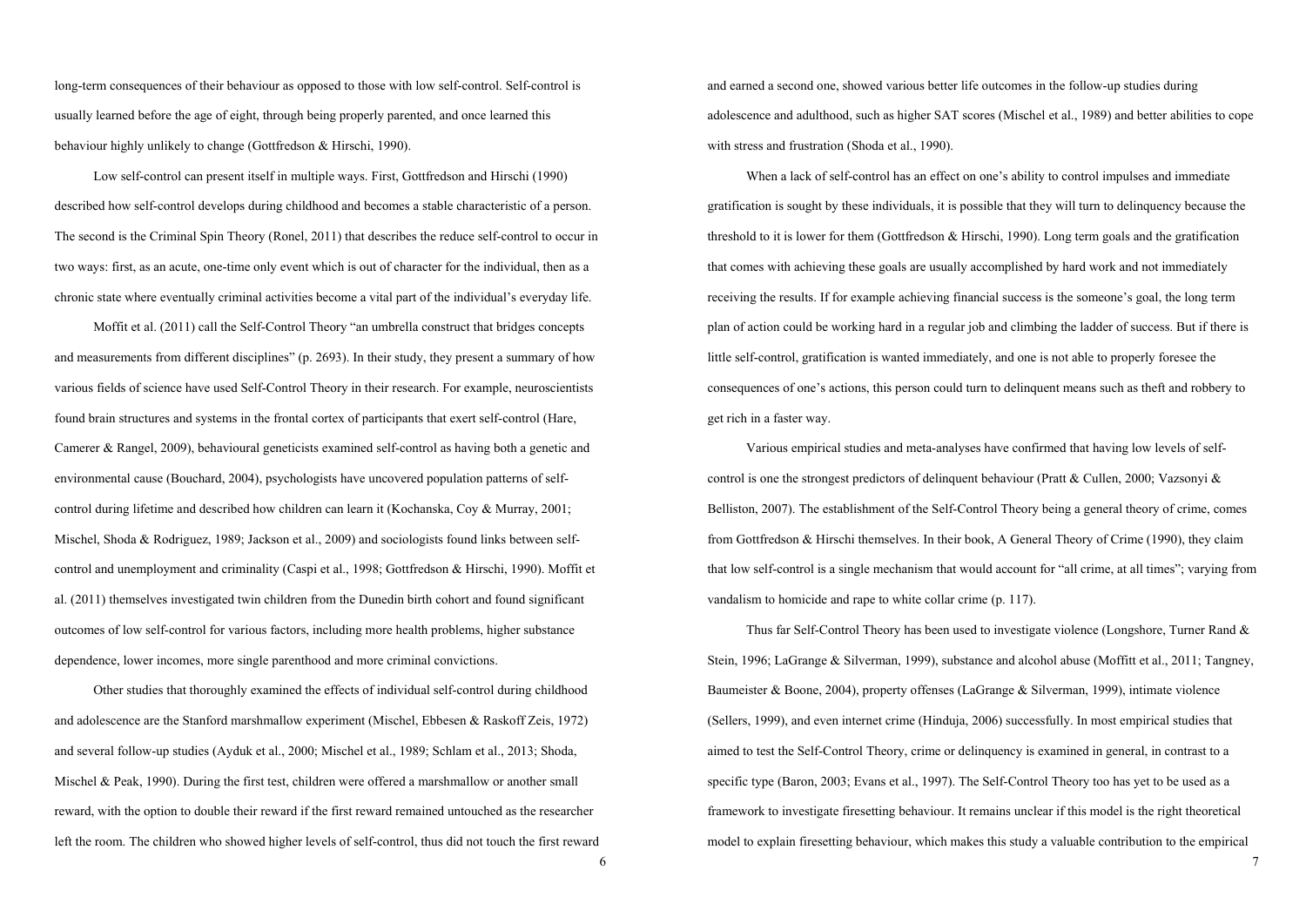long-term consequences of their behaviour as opposed to those with low self-control. Self-control is usually learned before the age of eight, through being properly parented, and once learned this behaviour highly unlikely to change (Gottfredson & Hirschi, 1990).

Low self-control can present itself in multiple ways. First, Gottfredson and Hirschi (1990) described how self-control develops during childhood and becomes a stable characteristic of a person. The second is the Criminal Spin Theory (Ronel, 2011) that describes the reduce self-control to occur in two ways: first, as an acute, one-time only event which is out of character for the individual, then as a chronic state where eventually criminal activities become a vital part of the individual's everyday life.

Moffit et al. (2011) call the Self-Control Theory "an umbrella construct that bridges concepts and measurements from different disciplines" (p. 2693). In their study, they present a summary of how various fields of science have used Self-Control Theory in their research. For example, neuroscientists found brain structures and systems in the frontal cortex of participants that exert self-control (Hare, Camerer & Rangel, 2009), behavioural geneticists examined self-control as having both a genetic and environmental cause (Bouchard, 2004), psychologists have uncovered population patterns of self-control during lifetime and described how children can learn it (Kochanska, Coy & Murray, 2001; Mischel, Shoda & Rodriguez, 1989; Jackson et al., 2009) and sociologists found links between self-control and unemployment and criminality (Caspi et al., 1998; Gottfredson & Hirschi, 1990). Moffit et al. (2011) themselves investigated twin children from the Dunedin birth cohort and found significant outcomes of low self-control for various factors, including more health problems, higher substance dependence, lower incomes, more single parenthood and more criminal convictions.

Other studies that thoroughly examined the effects of individual self-control during childhood and adolescence are the Stanford marshmallow experiment (Mischel, Ebbesen & Raskoff Zeis, 1972) and several follow-up studies (Ayduk et al., 2000; Mischel et al., 1989; Schlam et al., 2013; Shoda, Mischel & Peak, 1990). During the first test, children were offered a marshmallow or another small reward, with the option to double their reward if the first reward remained untouched as the researcher left the room. The children who showed higher levels of self-control, thus did not touch the first reward and earned a second one, showed various better life outcomes in the follow-up studies during adolescence and adulthood, such as higher SAT scores (Mischel et al., 1989) and better abilities to cope with stress and frustration (Shoda et al., 1990).

When a lack of self-control has an effect on one's ability to control impulses and immediate gratification is sought by these individuals, it is possible that they will turn to delinquency because the threshold to it is lower for them (Gottfredson & Hirschi, 1990). Long term goals and the gratification that comes with achieving these goals are usually accomplished by hard work and not immediately receiving the results. If for example achieving financial success is the someone's goal, the long term plan of action could be working hard in a regular job and climbing the ladder of success. But if there is little self-control, gratification is wanted immediately, and one is not able to properly foresee the consequences of one's actions, this person could turn to delinquent means such as theft and robbery to get rich in a faster way.

Various empirical studies and meta-analyses have confirmed that having low levels of self-control is one the strongest predictors of delinquent behaviour (Pratt & Cullen, 2000; Vazsonyi & Belliston, 2007). The establishment of the Self-Control Theory being a general theory of crime, comes from Gottfredson & Hirschi themselves. In their book, A General Theory of Crime (1990), they claim that low self-control is a single mechanism that would account for "all crime, at all times"; varying from vandalism to homicide and rape to white collar crime (p. 117).

Thus far Self-Control Theory has been used to investigate violence (Longshore, Turner Rand & Stein, 1996; LaGrange & Silverman, 1999), substance and alcohol abuse (Moffitt et al., 2011; Tangney, Baumeister & Boone, 2004), property offenses (LaGrange & Silverman, 1999), intimate violence (Sellers, 1999), and even internet crime (Hinduja, 2006) successfully. In most empirical studies that aimed to test the Self-Control Theory, crime or delinquency is examined in general, in contrast to a specific type (Baron, 2003; Evans et al., 1997). The Self-Control Theory too has yet to be used as a framework to investigate firesetting behaviour. It remains unclear if this model is the right theoretical model to explain firesetting behaviour, which makes this study a valuable contribution to the empirical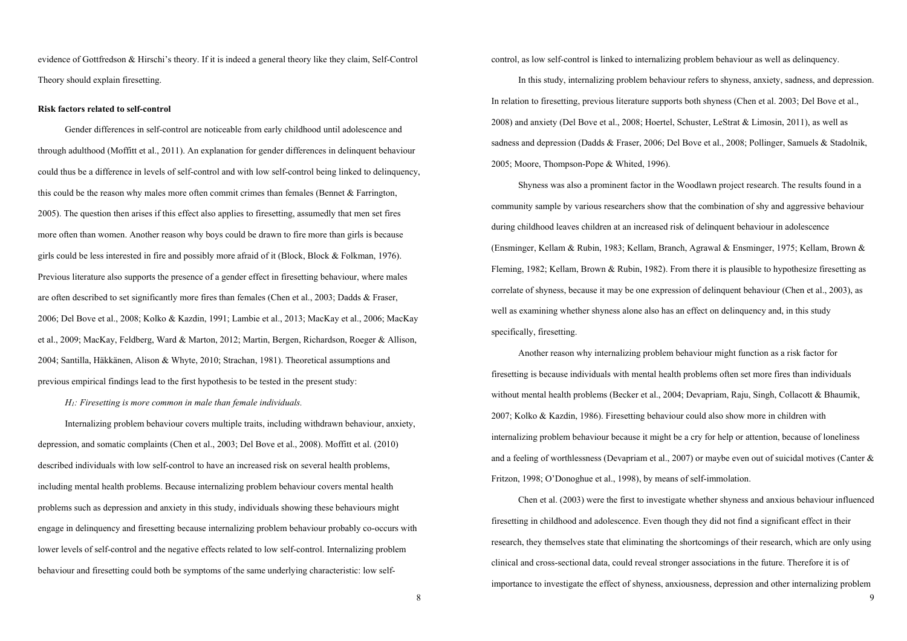evidence of Gottfredson & Hirschi's theory. If it is indeed a general theory like they claim, Self-Control Theory should explain firesetting.

**Risk factors related to self-control**

Gender differences in self-control are noticeable from early childhood until adolescence and through adulthood (Moffitt et al., 2011). An explanation for gender differences in delinquent behaviour could thus be a difference in levels of self-control and with low self-control being linked to delinquency, this could be the reason why males more often commit crimes than females (Bennet & Farrington, 2005). The question then arises if this effect also applies to firesetting, assumedly that men set fires more often than women. Another reason why boys could be drawn to fire more than girls is because girls could be less interested in fire and possibly more afraid of it (Block, Block & Folkman, 1976). Previous literature also supports the presence of a gender effect in firesetting behaviour, where males are often described to set significantly more fires than females (Chen et al., 2003; Dadds & Fraser, 2006; Del Bove et al., 2008; Kolko & Kazdin, 1991; Lambie et al., 2013; MacKay et al., 2006; MacKay et al., 2009; MacKay, Feldberg, Ward & Marton, 2012; Martin, Bergen, Richardson, Roeger & Allison, 2004; Santilla, Häkkänen, Alison & Whyte, 2010; Strachan, 1981). Theoretical assumptions and previous empirical findings lead to the first hypothesis to be tested in the present study:

*$H_1$: Firesetting is more common in male than female individuals.*

Internalizing problem behaviour covers multiple traits, including withdrawn behaviour, anxiety, depression, and somatic complaints (Chen et al., 2003; Del Bove et al., 2008). Moffitt et al. (2010) described individuals with low self-control to have an increased risk on several health problems, including mental health problems. Because internalizing problem behaviour covers mental health problems such as depression and anxiety in this study, individuals showing these behaviours might engage in delinquency and firesetting because internalizing problem behaviour probably co-occurs with lower levels of self-control and the negative effects related to low self-control. Internalizing problem behaviour and firesetting could both be symptoms of the same underlying characteristic: low self-control, as low self-control is linked to internalizing problem behaviour as well as delinquency.

In this study, internalizing problem behaviour refers to shyness, anxiety, sadness, and depression. In relation to firesetting, previous literature supports both shyness (Chen et al. 2003; Del Bove et al., 2008) and anxiety (Del Bove et al., 2008; Hoertel, Schuster, LeStrat & Limosin, 2011), as well as sadness and depression (Dadds & Fraser, 2006; Del Bove et al., 2008; Pollinger, Samuels & Stadolnik, 2005; Moore, Thompson-Pope & Whited, 1996).

Shyness was also a prominent factor in the Woodlawn project research. The results found in a community sample by various researchers show that the combination of shy and aggressive behaviour during childhood leaves children at an increased risk of delinquent behaviour in adolescence (Ensminger, Kellam & Rubin, 1983; Kellam, Branch, Agrawal & Ensminger, 1975; Kellam, Brown & Fleming, 1982; Kellam, Brown & Rubin, 1982). From there it is plausible to hypothesize firesetting as correlate of shyness, because it may be one expression of delinquent behaviour (Chen et al., 2003), as well as examining whether shyness alone also has an effect on delinquency and, in this study specifically, firesetting.

Another reason why internalizing problem behaviour might function as a risk factor for firesetting is because individuals with mental health problems often set more fires than individuals without mental health problems (Becker et al., 2004; Devapriam, Raju, Singh, Collacott & Bhaumik, 2007; Kolko & Kazdin, 1986). Firesetting behaviour could also show more in children with internalizing problem behaviour because it might be a cry for help or attention, because of loneliness and a feeling of worthlessness (Devapriam et al., 2007) or maybe even out of suicidal motives (Canter & Fritzon, 1998; O'Donoghue et al., 1998), by means of self-immolation.

Chen et al. (2003) were the first to investigate whether shyness and anxious behaviour influenced firesetting in childhood and adolescence. Even though they did not find a significant effect in their research, they themselves state that eliminating the shortcomings of their research, which are only using clinical and cross-sectional data, could reveal stronger associations in the future. Therefore it is of importance to investigate the effect of shyness, anxiousness, depression and other internalizing problem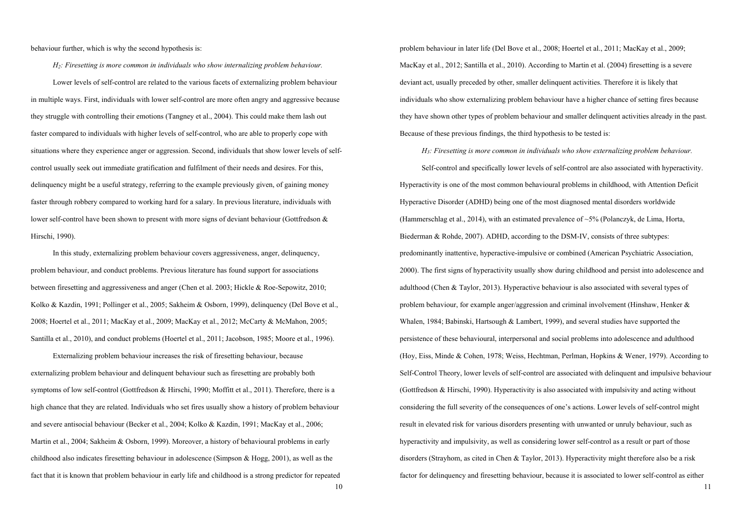behaviour further, which is why the second hypothesis is:

*$H_2$: Firesetting is more common in individuals who show internalizing problem behaviour.*

Lower levels of self-control are related to the various facets of externalizing problem behaviour in multiple ways. First, individuals with lower self-control are more often angry and aggressive because they struggle with controlling their emotions (Tangney et al., 2004). This could make them lash out faster compared to individuals with higher levels of self-control, who are able to properly cope with situations where they experience anger or aggression. Second, individuals that show lower levels of self-control usually seek out immediate gratification and fulfilment of their needs and desires. For this, delinquency might be a useful strategy, referring to the example previously given, of gaining money faster through robbery compared to working hard for a salary. In previous literature, individuals with lower self-control have been shown to present with more signs of deviant behaviour (Gottfredson & Hirschi, 1990).

In this study, externalizing problem behaviour covers aggressiveness, anger, delinquency, problem behaviour, and conduct problems. Previous literature has found support for associations between firesetting and aggressiveness and anger (Chen et al. 2003; Hickle & Roe-Sepowitz, 2010; Kolko & Kazdin, 1991; Pollinger et al., 2005; Sakheim & Osborn, 1999), delinquency (Del Bove et al., 2008; Hoertel et al., 2011; MacKay et al., 2009; MacKay et al., 2012; McCarty & McMahon, 2005; Santilla et al., 2010), and conduct problems (Hoertel et al., 2011; Jacobson, 1985; Moore et al., 1996).

Externalizing problem behaviour increases the risk of firesetting behaviour, because externalizing problem behaviour and delinquent behaviour such as firesetting are probably both symptoms of low self-control (Gottfredson & Hirschi, 1990; Moffitt et al., 2011). Therefore, there is a high chance that they are related. Individuals who set fires usually show a history of problem behaviour and severe antisocial behaviour (Becker et al., 2004; Kolko & Kazdin, 1991; MacKay et al., 2006; Martin et al., 2004; Sakheim & Osborn, 1999). Moreover, a history of behavioural problems in early childhood also indicates firesetting behaviour in adolescence (Simpson & Hogg, 2001), as well as the fact that it is known that problem behaviour in early life and childhood is a strong predictor for repeated problem behaviour in later life (Del Bove et al., 2008; Hoertel et al., 2011; MacKay et al., 2009; MacKay et al., 2012; Santilla et al., 2010). According to Martin et al. (2004) firesetting is a severe deviant act, usually preceded by other, smaller delinquent activities. Therefore it is likely that individuals who show externalizing problem behaviour have a higher chance of setting fires because they have shown other types of problem behaviour and smaller delinquent activities already in the past. Because of these previous findings, the third hypothesis to be tested is:

*$H_3$: Firesetting is more common in individuals who show externalizing problem behaviour.*

Self-control and specifically lower levels of self-control are also associated with hyperactivity. Hyperactivity is one of the most common behavioural problems in childhood, with Attention Deficit Hyperactive Disorder (ADHD) being one of the most diagnosed mental disorders worldwide (Hammerschlag et al., 2014), with an estimated prevalence of ~5% (Polanczyk, de Lima, Horta, Biederman & Rohde, 2007). ADHD, according to the DSM-IV, consists of three subtypes: predominantly inattentive, hyperactive-impulsive or combined (American Psychiatric Association, 2000). The first signs of hyperactivity usually show during childhood and persist into adolescence and adulthood (Chen & Taylor, 2013). Hyperactive behaviour is also associated with several types of problem behaviour, for example anger/aggression and criminal involvement (Hinshaw, Henker & Whalen, 1984; Babinski, Hartsough & Lambert, 1999), and several studies have supported the persistence of these behavioural, interpersonal and social problems into adolescence and adulthood (Hoy, Eiss, Minde & Cohen, 1978; Weiss, Hechtman, Perlman, Hopkins & Wener, 1979). According to Self-Control Theory, lower levels of self-control are associated with delinquent and impulsive behaviour (Gottfredson & Hirschi, 1990). Hyperactivity is also associated with impulsivity and acting without considering the full severity of the consequences of one's actions. Lower levels of self-control might result in elevated risk for various disorders presenting with unwanted or unruly behaviour, such as hyperactivity and impulsivity, as well as considering lower self-control as a result or part of those disorders (Strayhom, as cited in Chen & Taylor, 2013). Hyperactivity might therefore also be a risk factor for delinquency and firesetting behaviour, because it is associated to lower self-control as either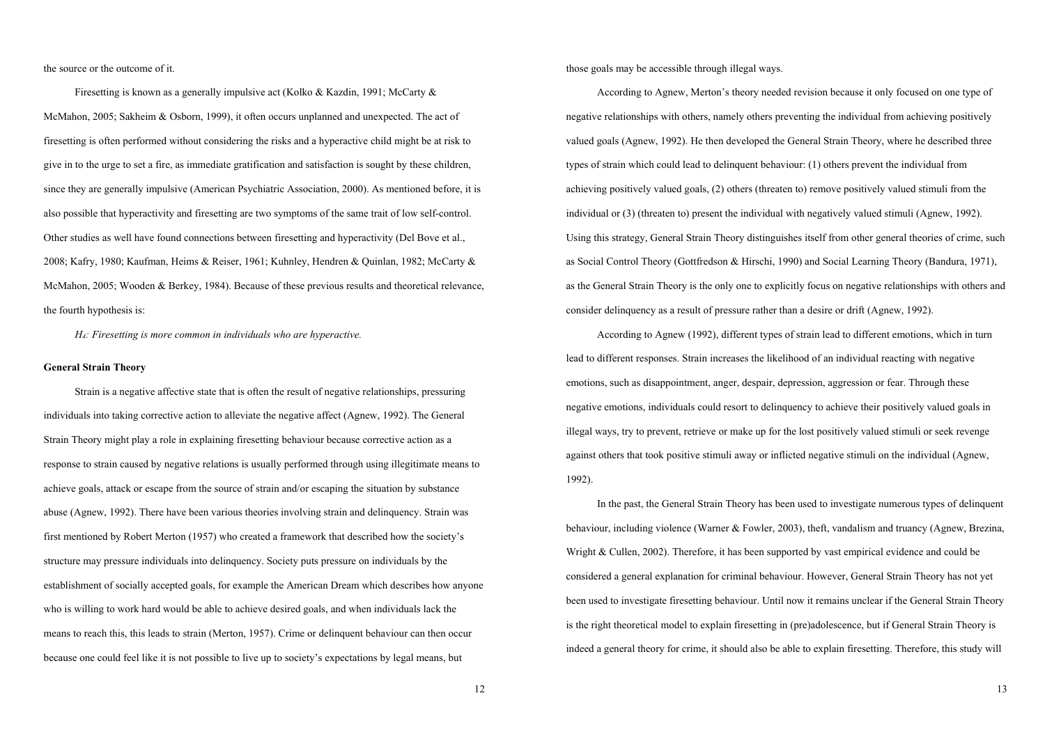the source or the outcome of it.

Firesetting is known as a generally impulsive act (Kolko & Kazdin, 1991; McCarty & McMahon, 2005; Sakheim & Osborn, 1999), it often occurs unplanned and unexpected. The act of firesetting is often performed without considering the risks and a hyperactive child might be at risk to give in to the urge to set a fire, as immediate gratification and satisfaction is sought by these children, since they are generally impulsive (American Psychiatric Association, 2000). As mentioned before, it is also possible that hyperactivity and firesetting are two symptoms of the same trait of low self-control. Other studies as well have found connections between firesetting and hyperactivity (Del Bove et al., 2008; Kafry, 1980; Kaufman, Heims & Reiser, 1961; Kuhnley, Hendren & Quinlan, 1982; McCarty & McMahon, 2005; Wooden & Berkey, 1984). Because of these previous results and theoretical relevance, the fourth hypothesis is:

*H₄: Firesetting is more common in individuals who are hyperactive.*

**General Strain Theory**

Strain is a negative affective state that is often the result of negative relationships, pressuring individuals into taking corrective action to alleviate the negative affect (Agnew, 1992). The General Strain Theory might play a role in explaining firesetting behaviour because corrective action as a response to strain caused by negative relations is usually performed through using illegitimate means to achieve goals, attack or escape from the source of strain and/or escaping the situation by substance abuse (Agnew, 1992). There have been various theories involving strain and delinquency. Strain was first mentioned by Robert Merton (1957) who created a framework that described how the society's structure may pressure individuals into delinquency. Society puts pressure on individuals by the establishment of socially accepted goals, for example the American Dream which describes how anyone who is willing to work hard would be able to achieve desired goals, and when individuals lack the means to reach this, this leads to strain (Merton, 1957). Crime or delinquent behaviour can then occur because one could feel like it is not possible to live up to society's expectations by legal means, but those goals may be accessible through illegal ways.

According to Agnew, Merton's theory needed revision because it only focused on one type of negative relationships with others, namely others preventing the individual from achieving positively valued goals (Agnew, 1992). He then developed the General Strain Theory, where he described three types of strain which could lead to delinquent behaviour: (1) others prevent the individual from achieving positively valued goals, (2) others (threaten to) remove positively valued stimuli from the individual or (3) (threaten to) present the individual with negatively valued stimuli (Agnew, 1992). Using this strategy, General Strain Theory distinguishes itself from other general theories of crime, such as Social Control Theory (Gottfredson & Hirschi, 1990) and Social Learning Theory (Bandura, 1971), as the General Strain Theory is the only one to explicitly focus on negative relationships with others and consider delinquency as a result of pressure rather than a desire or drift (Agnew, 1992).

According to Agnew (1992), different types of strain lead to different emotions, which in turn lead to different responses. Strain increases the likelihood of an individual reacting with negative emotions, such as disappointment, anger, despair, depression, aggression or fear. Through these negative emotions, individuals could resort to delinquency to achieve their positively valued goals in illegal ways, try to prevent, retrieve or make up for the lost positively valued stimuli or seek revenge against others that took positive stimuli away or inflicted negative stimuli on the individual (Agnew, 1992).

In the past, the General Strain Theory has been used to investigate numerous types of delinquent behaviour, including violence (Warner & Fowler, 2003), theft, vandalism and truancy (Agnew, Brezina, Wright & Cullen, 2002). Therefore, it has been supported by vast empirical evidence and could be considered a general explanation for criminal behaviour. However, General Strain Theory has not yet been used to investigate firesetting behaviour. Until now it remains unclear if the General Strain Theory is the right theoretical model to explain firesetting in (pre)adolescence, but if General Strain Theory is indeed a general theory for crime, it should also be able to explain firesetting. Therefore, this study will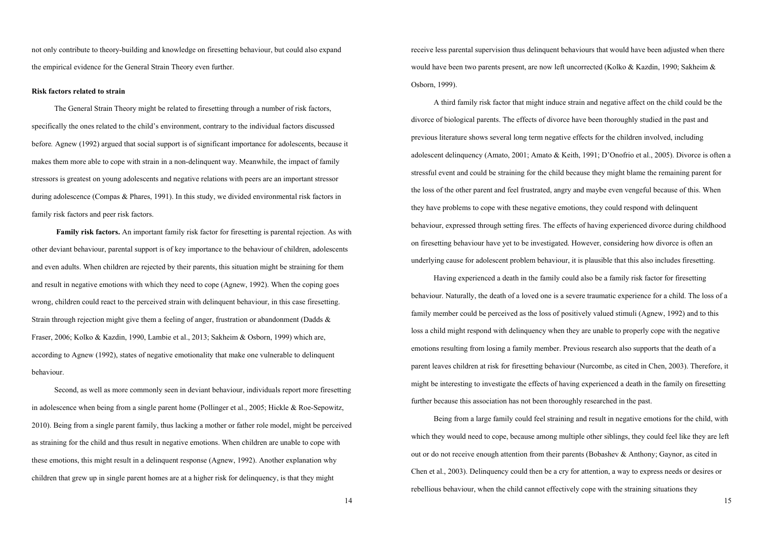not only contribute to theory-building and knowledge on firesetting behaviour, but could also expand the empirical evidence for the General Strain Theory even further.

### Risk factors related to strain

The General Strain Theory might be related to firesetting through a number of risk factors, specifically the ones related to the child's environment, contrary to the individual factors discussed before. Agnew (1992) argued that social support is of significant importance for adolescents, because it makes them more able to cope with strain in a non-delinquent way. Meanwhile, the impact of family stressors is greatest on young adolescents and negative relations with peers are an important stressor during adolescence (Compas & Phares, 1991). In this study, we divided environmental risk factors in family risk factors and peer risk factors.

**Family risk factors.** An important family risk factor for firesetting is parental rejection. As with other deviant behaviour, parental support is of key importance to the behaviour of children, adolescents and even adults. When children are rejected by their parents, this situation might be straining for them and result in negative emotions with which they need to cope (Agnew, 1992). When the coping goes wrong, children could react to the perceived strain with delinquent behaviour, in this case firesetting. Strain through rejection might give them a feeling of anger, frustration or abandonment (Dadds & Fraser, 2006; Kolko & Kazdin, 1990, Lambie et al., 2013; Sakheim & Osborn, 1999) which are, according to Agnew (1992), states of negative emotionality that make one vulnerable to delinquent behaviour.

Second, as well as more commonly seen in deviant behaviour, individuals report more firesetting in adolescence when being from a single parent home (Pollinger et al., 2005; Hickle & Roe-Sepowitz, 2010). Being from a single parent family, thus lacking a mother or father role model, might be perceived as straining for the child and thus result in negative emotions. When children are unable to cope with these emotions, this might result in a delinquent response (Agnew, 1992). Another explanation why children that grew up in single parent homes are at a higher risk for delinquency, is that they might receive less parental supervision thus delinquent behaviours that would have been adjusted when there would have been two parents present, are now left uncorrected (Kolko & Kazdin, 1990; Sakheim & Osborn, 1999).

A third family risk factor that might induce strain and negative affect on the child could be the divorce of biological parents. The effects of divorce have been thoroughly studied in the past and previous literature shows several long term negative effects for the children involved, including adolescent delinquency (Amato, 2001; Amato & Keith, 1991; D'Onofrio et al., 2005). Divorce is often a stressful event and could be straining for the child because they might blame the remaining parent for the loss of the other parent and feel frustrated, angry and maybe even vengeful because of this. When they have problems to cope with these negative emotions, they could respond with delinquent behaviour, expressed through setting fires. The effects of having experienced divorce during childhood on firesetting behaviour have yet to be investigated. However, considering how divorce is often an underlying cause for adolescent problem behaviour, it is plausible that this also includes firesetting.

Having experienced a death in the family could also be a family risk factor for firesetting behaviour. Naturally, the death of a loved one is a severe traumatic experience for a child. The loss of a family member could be perceived as the loss of positively valued stimuli (Agnew, 1992) and to this loss a child might respond with delinquency when they are unable to properly cope with the negative emotions resulting from losing a family member. Previous research also supports that the death of a parent leaves children at risk for firesetting behaviour (Nurcombe, as cited in Chen, 2003). Therefore, it might be interesting to investigate the effects of having experienced a death in the family on firesetting further because this association has not been thoroughly researched in the past.

Being from a large family could feel straining and result in negative emotions for the child, with which they would need to cope, because among multiple other siblings, they could feel like they are left out or do not receive enough attention from their parents (Bobashev & Anthony; Gaynor, as cited in Chen et al., 2003). Delinquency could then be a cry for attention, a way to express needs or desires or rebellious behaviour, when the child cannot effectively cope with the straining situations they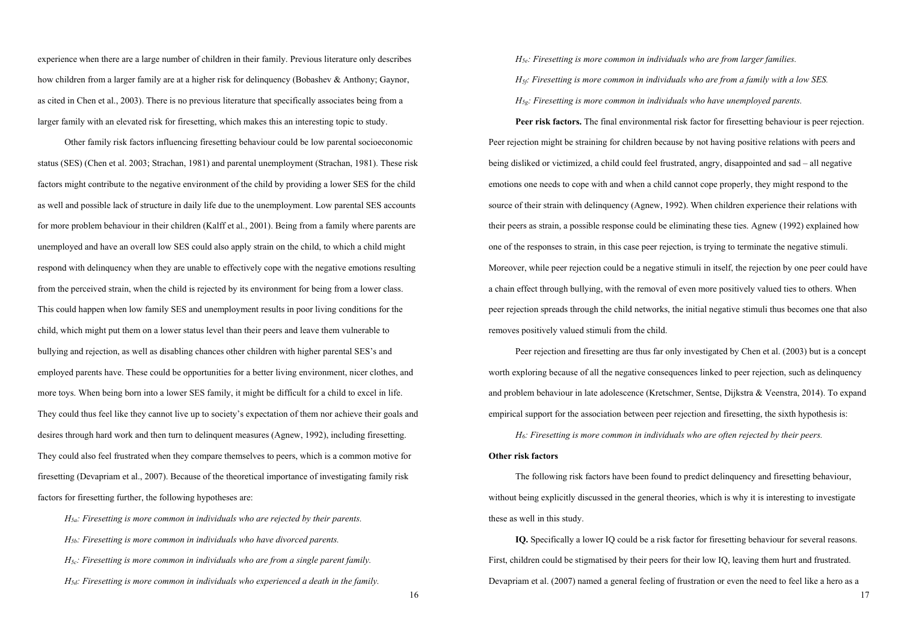experience when there are a large number of children in their family. Previous literature only describes how children from a larger family are at a higher risk for delinquency (Bobashev & Anthony; Gaynor, as cited in Chen et al., 2003). There is no previous literature that specifically associates being from a larger family with an elevated risk for firesetting, which makes this an interesting topic to study.

Other family risk factors influencing firesetting behaviour could be low parental socioeconomic status (SES) (Chen et al. 2003; Strachan, 1981) and parental unemployment (Strachan, 1981). These risk factors might contribute to the negative environment of the child by providing a lower SES for the child as well and possible lack of structure in daily life due to the unemployment. Low parental SES accounts for more problem behaviour in their children (Kalff et al., 2001). Being from a family where parents are unemployed and have an overall low SES could also apply strain on the child, to which a child might respond with delinquency when they are unable to effectively cope with the negative emotions resulting from the perceived strain, when the child is rejected by its environment for being from a lower class. This could happen when low family SES and unemployment results in poor living conditions for the child, which might put them on a lower status level than their peers and leave them vulnerable to bullying and rejection, as well as disabling chances other children with higher parental SES's and employed parents have. These could be opportunities for a better living environment, nicer clothes, and more toys. When being born into a lower SES family, it might be difficult for a child to excel in life. They could thus feel like they cannot live up to society's expectation of them nor achieve their goals and desires through hard work and then turn to delinquent measures (Agnew, 1992), including firesetting. They could also feel frustrated when they compare themselves to peers, which is a common motive for firesetting (Devapriam et al., 2007). Because of the theoretical importance of investigating family risk factors for firesetting further, the following hypotheses are:

*H$_{5a}$: Firesetting is more common in individuals who are rejected by their parents.*

*H$_{5b}$: Firesetting is more common in individuals who have divorced parents.*

*H$_{5c}$: Firesetting is more common in individuals who are from a single parent family.*

*H$_{5d}$: Firesetting is more common in individuals who experienced a death in the family.*

*H$_{5e}$: Firesetting is more common in individuals who are from larger families.*

*H$_{5f}$: Firesetting is more common in individuals who are from a family with a low SES.*

*H$_{5g}$: Firesetting is more common in individuals who have unemployed parents.*

**Peer risk factors.** The final environmental risk factor for firesetting behaviour is peer rejection. Peer rejection might be straining for children because by not having positive relations with peers and being disliked or victimized, a child could feel frustrated, angry, disappointed and sad – all negative emotions one needs to cope with and when a child cannot cope properly, they might respond to the source of their strain with delinquency (Agnew, 1992). When children experience their relations with their peers as strain, a possible response could be eliminating these ties. Agnew (1992) explained how one of the responses to strain, in this case peer rejection, is trying to terminate the negative stimuli. Moreover, while peer rejection could be a negative stimuli in itself, the rejection by one peer could have a chain effect through bullying, with the removal of even more positively valued ties to others. When peer rejection spreads through the child networks, the initial negative stimuli thus becomes one that also removes positively valued stimuli from the child.

Peer rejection and firesetting are thus far only investigated by Chen et al. (2003) but is a concept worth exploring because of all the negative consequences linked to peer rejection, such as delinquency and problem behaviour in late adolescence (Kretschmer, Sentse, Dijkstra & Veenstra, 2014). To expand empirical support for the association between peer rejection and firesetting, the sixth hypothesis is:

*H$_{6}$: Firesetting is more common in individuals who are often rejected by their peers.*

**Other risk factors**

The following risk factors have been found to predict delinquency and firesetting behaviour, without being explicitly discussed in the general theories, which is why it is interesting to investigate these as well in this study.

**IQ.** Specifically a lower IQ could be a risk factor for firesetting behaviour for several reasons. First, children could be stigmatised by their peers for their low IQ, leaving them hurt and frustrated. Devapriam et al. (2007) named a general feeling of frustration or even the need to feel like a hero as a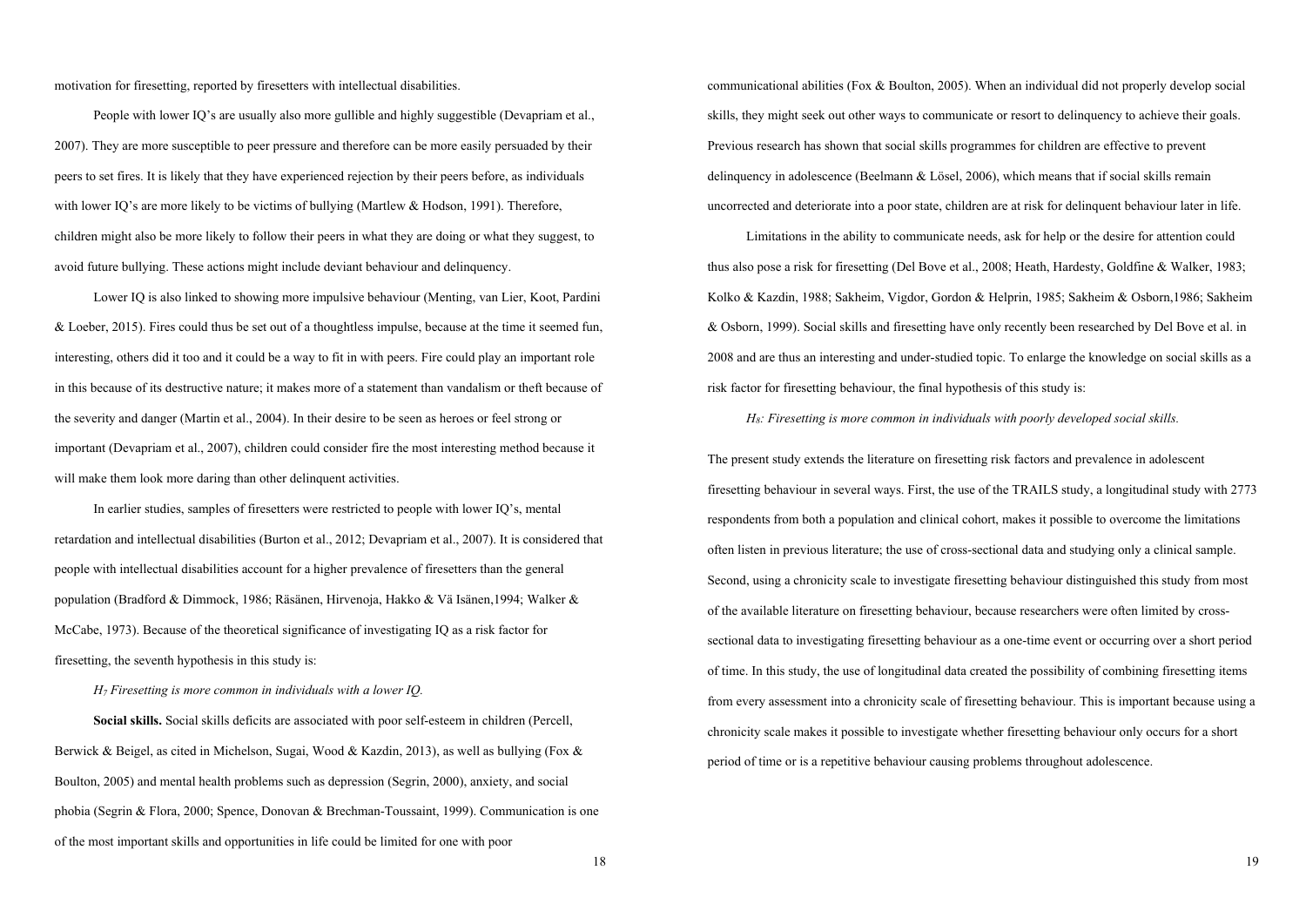motivation for firesetting, reported by firesetters with intellectual disabilities.

People with lower IQ's are usually also more gullible and highly suggestible (Devapriam et al., 2007). They are more susceptible to peer pressure and therefore can be more easily persuaded by their peers to set fires. It is likely that they have experienced rejection by their peers before, as individuals with lower IQ's are more likely to be victims of bullying (Martlew & Hodson, 1991). Therefore, children might also be more likely to follow their peers in what they are doing or what they suggest, to avoid future bullying. These actions might include deviant behaviour and delinquency.

Lower IQ is also linked to showing more impulsive behaviour (Menting, van Lier, Koot, Pardini & Loeber, 2015). Fires could thus be set out of a thoughtless impulse, because at the time it seemed fun, interesting, others did it too and it could be a way to fit in with peers. Fire could play an important role in this because of its destructive nature; it makes more of a statement than vandalism or theft because of the severity and danger (Martin et al., 2004). In their desire to be seen as heroes or feel strong or important (Devapriam et al., 2007), children could consider fire the most interesting method because it will make them look more daring than other delinquent activities.

In earlier studies, samples of firesetters were restricted to people with lower IQ's, mental retardation and intellectual disabilities (Burton et al., 2012; Devapriam et al., 2007). It is considered that people with intellectual disabilities account for a higher prevalence of firesetters than the general population (Bradford & Dimmock, 1986; Räsänen, Hirvenoja, Hakko & Vä Isänen,1994; Walker & McCabe, 1973). Because of the theoretical significance of investigating IQ as a risk factor for firesetting, the seventh hypothesis in this study is:

*$H_7$ Firesetting is more common in individuals with a lower IQ.*

**Social skills.** Social skills deficits are associated with poor self-esteem in children (Percell, Berwick & Beigel, as cited in Michelson, Sugai, Wood & Kazdin, 2013), as well as bullying (Fox & Boulton, 2005) and mental health problems such as depression (Segrin, 2000), anxiety, and social phobia (Segrin & Flora, 2000; Spence, Donovan & Brechman-Toussaint, 1999). Communication is one of the most important skills and opportunities in life could be limited for one with poor communicational abilities (Fox & Boulton, 2005). When an individual did not properly develop social skills, they might seek out other ways to communicate or resort to delinquency to achieve their goals. Previous research has shown that social skills programmes for children are effective to prevent delinquency in adolescence (Beelmann & Lösel, 2006), which means that if social skills remain uncorrected and deteriorate into a poor state, children are at risk for delinquent behaviour later in life.

Limitations in the ability to communicate needs, ask for help or the desire for attention could thus also pose a risk for firesetting (Del Bove et al., 2008; Heath, Hardesty, Goldfine & Walker, 1983; Kolko & Kazdin, 1988; Sakheim, Vigdor, Gordon & Helprin, 1985; Sakheim & Osborn,1986; Sakheim & Osborn, 1999). Social skills and firesetting have only recently been researched by Del Bove et al. in 2008 and are thus an interesting and under-studied topic. To enlarge the knowledge on social skills as a risk factor for firesetting behaviour, the final hypothesis of this study is:

*$H_8$: Firesetting is more common in individuals with poorly developed social skills.*

The present study extends the literature on firesetting risk factors and prevalence in adolescent firesetting behaviour in several ways. First, the use of the TRAILS study, a longitudinal study with 2773 respondents from both a population and clinical cohort, makes it possible to overcome the limitations often listen in previous literature; the use of cross-sectional data and studying only a clinical sample. Second, using a chronicity scale to investigate firesetting behaviour distinguished this study from most of the available literature on firesetting behaviour, because researchers were often limited by cross-sectional data to investigating firesetting behaviour as a one-time event or occurring over a short period of time. In this study, the use of longitudinal data created the possibility of combining firesetting items from every assessment into a chronicity scale of firesetting behaviour. This is important because using a chronicity scale makes it possible to investigate whether firesetting behaviour only occurs for a short period of time or is a repetitive behaviour causing problems throughout adolescence.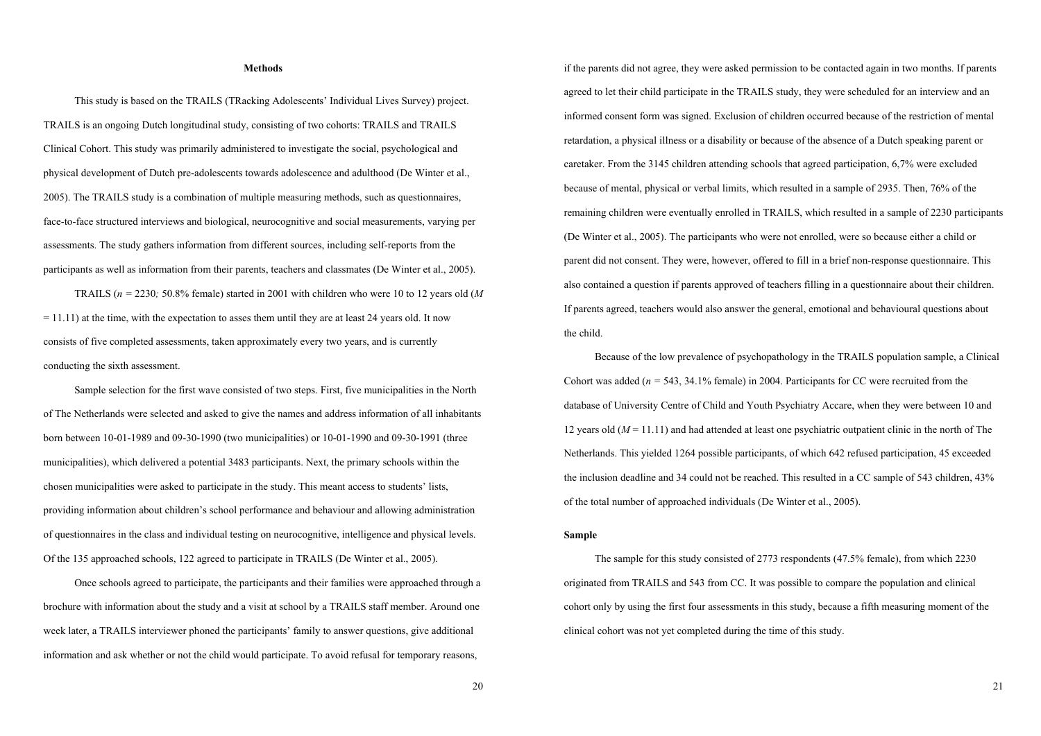## Methods

This study is based on the TRAILS (TRacking Adolescents' Individual Lives Survey) project. TRAILS is an ongoing Dutch longitudinal study, consisting of two cohorts: TRAILS and TRAILS Clinical Cohort. This study was primarily administered to investigate the social, psychological and physical development of Dutch pre-adolescents towards adolescence and adulthood (De Winter et al., 2005). The TRAILS study is a combination of multiple measuring methods, such as questionnaires, face-to-face structured interviews and biological, neurocognitive and social measurements, varying per assessments. The study gathers information from different sources, including self-reports from the participants as well as information from their parents, teachers and classmates (De Winter et al., 2005).

TRAILS ($n$ = 2230*;* 50.8% female) started in 2001 with children who were 10 to 12 years old ($M$ = 11.11) at the time, with the expectation to asses them until they are at least 24 years old. It now consists of five completed assessments, taken approximately every two years, and is currently conducting the sixth assessment.

Sample selection for the first wave consisted of two steps. First, five municipalities in the North of The Netherlands were selected and asked to give the names and address information of all inhabitants born between 10-01-1989 and 09-30-1990 (two municipalities) or 10-01-1990 and 09-30-1991 (three municipalities), which delivered a potential 3483 participants. Next, the primary schools within the chosen municipalities were asked to participate in the study. This meant access to students' lists, providing information about children's school performance and behaviour and allowing administration of questionnaires in the class and individual testing on neurocognitive, intelligence and physical levels. Of the 135 approached schools, 122 agreed to participate in TRAILS (De Winter et al., 2005).

Once schools agreed to participate, the participants and their families were approached through a brochure with information about the study and a visit at school by a TRAILS staff member. Around one week later, a TRAILS interviewer phoned the participants' family to answer questions, give additional information and ask whether or not the child would participate. To avoid refusal for temporary reasons, if the parents did not agree, they were asked permission to be contacted again in two months. If parents agreed to let their child participate in the TRAILS study, they were scheduled for an interview and an informed consent form was signed. Exclusion of children occurred because of the restriction of mental retardation, a physical illness or a disability or because of the absence of a Dutch speaking parent or caretaker. From the 3145 children attending schools that agreed participation, 6,7% were excluded because of mental, physical or verbal limits, which resulted in a sample of 2935. Then, 76% of the remaining children were eventually enrolled in TRAILS, which resulted in a sample of 2230 participants (De Winter et al., 2005). The participants who were not enrolled, were so because either a child or parent did not consent. They were, however, offered to fill in a brief non-response questionnaire. This also contained a question if parents approved of teachers filling in a questionnaire about their children. If parents agreed, teachers would also answer the general, emotional and behavioural questions about the child.

Because of the low prevalence of psychopathology in the TRAILS population sample, a Clinical Cohort was added ($n$ = 543, 34.1% female) in 2004. Participants for CC were recruited from the database of University Centre of Child and Youth Psychiatry Accare, when they were between 10 and 12 years old ($M$ = 11.11) and had attended at least one psychiatric outpatient clinic in the north of The Netherlands. This yielded 1264 possible participants, of which 642 refused participation, 45 exceeded the inclusion deadline and 34 could not be reached. This resulted in a CC sample of 543 children, 43% of the total number of approached individuals (De Winter et al., 2005).

### Sample

The sample for this study consisted of 2773 respondents (47.5% female), from which 2230 originated from TRAILS and 543 from CC. It was possible to compare the population and clinical cohort only by using the first four assessments in this study, because a fifth measuring moment of the clinical cohort was not yet completed during the time of this study.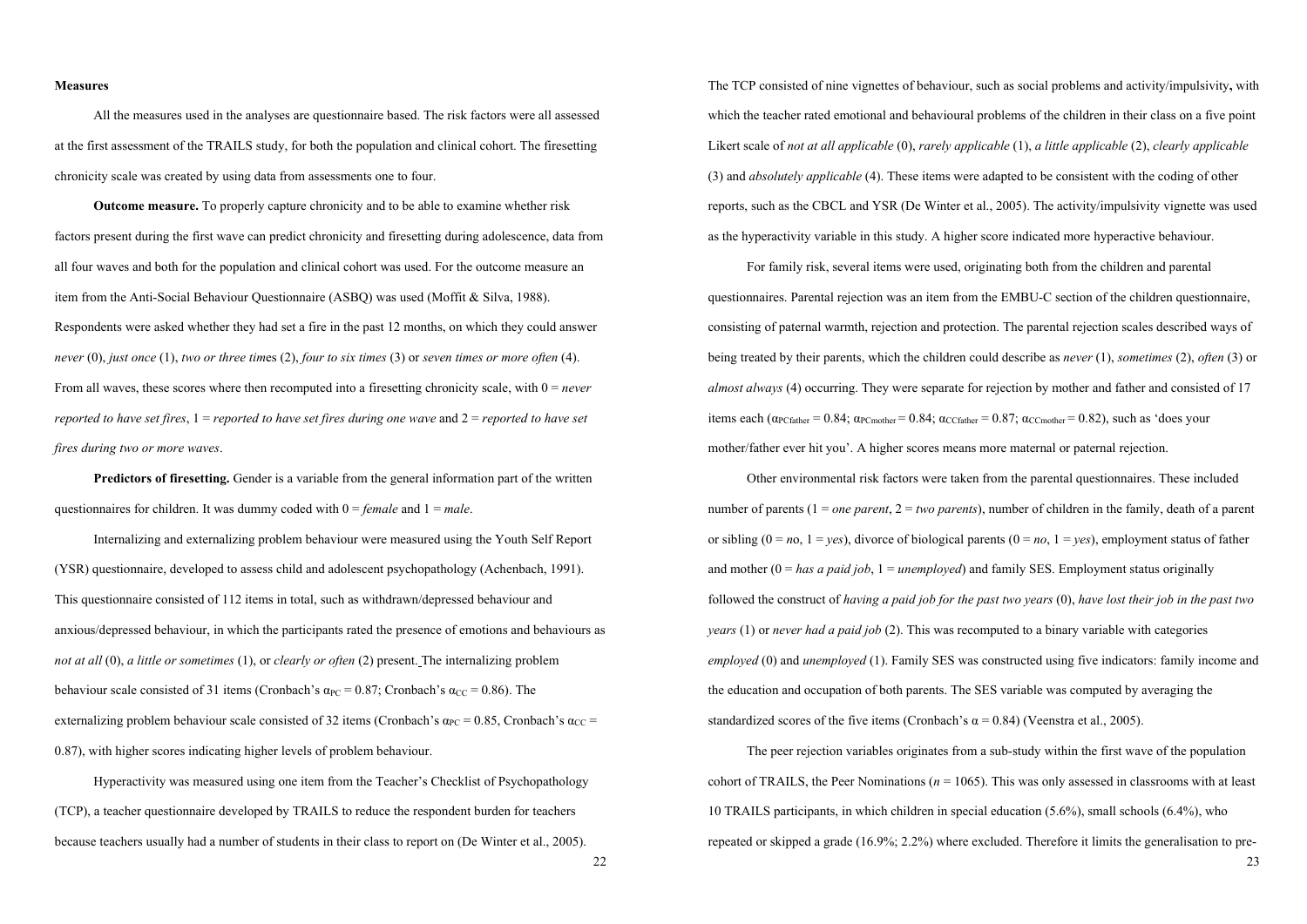### Measures

All the measures used in the analyses are questionnaire based. The risk factors were all assessed at the first assessment of the TRAILS study, for both the population and clinical cohort. The firesetting chronicity scale was created by using data from assessments one to four.

**Outcome measure.** To properly capture chronicity and to be able to examine whether risk factors present during the first wave can predict chronicity and firesetting during adolescence, data from all four waves and both for the population and clinical cohort was used. For the outcome measure an item from the Anti-Social Behaviour Questionnaire (ASBQ) was used (Moffit & Silva, 1988). Respondents were asked whether they had set a fire in the past 12 months, on which they could answer *never* (0), *just once* (1), *two or three times* (2), *four to six times* (3) or *seven times or more often* (4). From all waves, these scores where then recomputed into a firesetting chronicity scale, with 0 = *never reported to have set fires*, 1 = *reported to have set fires during one wave* and 2 = *reported to have set fires during two or more waves*.

**Predictors of firesetting.** Gender is a variable from the general information part of the written questionnaires for children. It was dummy coded with 0 = *female* and 1 = *male*.

Internalizing and externalizing problem behaviour were measured using the Youth Self Report (YSR) questionnaire, developed to assess child and adolescent psychopathology (Achenbach, 1991). This questionnaire consisted of 112 items in total, such as withdrawn/depressed behaviour and anxious/depressed behaviour, in which the participants rated the presence of emotions and behaviours as *not at all* (0), *a little or sometimes* (1), or *clearly or often* (2) present. The internalizing problem behaviour scale consisted of 31 items (Cronbach's $\alpha_{PC}$ = 0.87; Cronbach's $\alpha_{CC}$ = 0.86). The externalizing problem behaviour scale consisted of 32 items (Cronbach's $\alpha_{PC}$ = 0.85, Cronbach's $\alpha_{CC}$ = 0.87), with higher scores indicating higher levels of problem behaviour.

Hyperactivity was measured using one item from the Teacher's Checklist of Psychopathology (TCP), a teacher questionnaire developed by TRAILS to reduce the respondent burden for teachers because teachers usually had a number of students in their class to report on (De Winter et al., 2005). The TCP consisted of nine vignettes of behaviour, such as social problems and activity/impulsivity**,** with which the teacher rated emotional and behavioural problems of the children in their class on a five point Likert scale of *not at all applicable* (0), *rarely applicable* (1), *a little applicable* (2), *clearly applicable* (3) and *absolutely applicable* (4). These items were adapted to be consistent with the coding of other reports, such as the CBCL and YSR (De Winter et al., 2005). The activity/impulsivity vignette was used as the hyperactivity variable in this study. A higher score indicated more hyperactive behaviour.

For family risk, several items were used, originating both from the children and parental questionnaires. Parental rejection was an item from the EMBU-C section of the children questionnaire, consisting of paternal warmth, rejection and protection. The parental rejection scales described ways of being treated by their parents, which the children could describe as *never* (1), *sometimes* (2), *often* (3) or *almost always* (4) occurring. They were separate for rejection by mother and father and consisted of 17 items each ($\alpha_{PCfather}$ = 0.84; $\alpha_{PCmother}$ = 0.84; $\alpha_{CCfather}$ = 0.87; $\alpha_{CCmother}$ = 0.82), such as 'does your mother/father ever hit you'. A higher scores means more maternal or paternal rejection.

Other environmental risk factors were taken from the parental questionnaires. These included number of parents (1 = *one parent*, 2 = *two parents*), number of children in the family, death of a parent or sibling (0 = *no*, 1 = *yes*), divorce of biological parents (0 = *no*, 1 = *yes*), employment status of father and mother (0 = *has a paid job*, 1 = *unemployed*) and family SES. Employment status originally followed the construct of *having a paid job for the past two years* (0), *have lost their job in the past two years* (1) or *never had a paid job* (2). This was recomputed to a binary variable with categories *employed* (0) and *unemployed* (1). Family SES was constructed using five indicators: family income and the education and occupation of both parents. The SES variable was computed by averaging the standardized scores of the five items (Cronbach's α = 0.84) (Veenstra et al., 2005).

The peer rejection variables originates from a sub-study within the first wave of the population cohort of TRAILS, the Peer Nominations (*n* = 1065). This was only assessed in classrooms with at least 10 TRAILS participants, in which children in special education (5.6%), small schools (6.4%), who repeated or skipped a grade (16.9%; 2.2%) where excluded. Therefore it limits the generalisation to pre-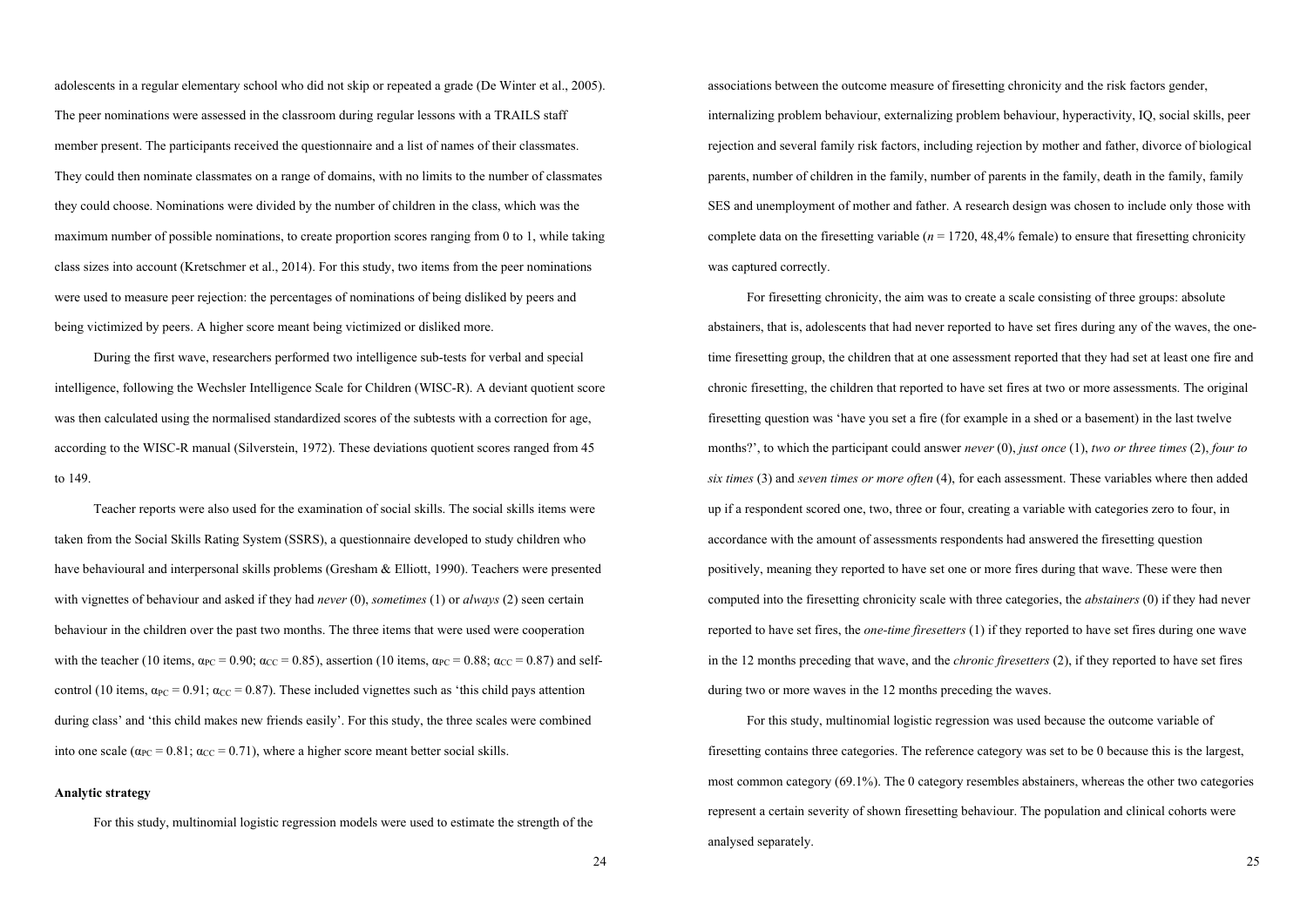adolescents in a regular elementary school who did not skip or repeated a grade (De Winter et al., 2005). The peer nominations were assessed in the classroom during regular lessons with a TRAILS staff member present. The participants received the questionnaire and a list of names of their classmates. They could then nominate classmates on a range of domains, with no limits to the number of classmates they could choose. Nominations were divided by the number of children in the class, which was the maximum number of possible nominations, to create proportion scores ranging from 0 to 1, while taking class sizes into account (Kretschmer et al., 2014). For this study, two items from the peer nominations were used to measure peer rejection: the percentages of nominations of being disliked by peers and being victimized by peers. A higher score meant being victimized or disliked more.

During the first wave, researchers performed two intelligence sub-tests for verbal and special intelligence, following the Wechsler Intelligence Scale for Children (WISC-R). A deviant quotient score was then calculated using the normalised standardized scores of the subtests with a correction for age, according to the WISC-R manual (Silverstein, 1972). These deviations quotient scores ranged from 45 to 149.

Teacher reports were also used for the examination of social skills. The social skills items were taken from the Social Skills Rating System (SSRS), a questionnaire developed to study children who have behavioural and interpersonal skills problems (Gresham & Elliott, 1990). Teachers were presented with vignettes of behaviour and asked if they had *never* (0), *sometimes* (1) or *always* (2) seen certain behaviour in the children over the past two months. The three items that were used were cooperation with the teacher (10 items, $\alpha_{PC} = 0.90$; $\alpha_{CC} = 0.85$), assertion (10 items, $\alpha_{PC} = 0.88$; $\alpha_{CC} = 0.87$) and self-control (10 items, $\alpha_{PC} = 0.91$; $\alpha_{CC} = 0.87$). These included vignettes such as 'this child pays attention during class' and 'this child makes new friends easily'. For this study, the three scales were combined into one scale ($\alpha_{PC} = 0.81$; $\alpha_{CC} = 0.71$), where a higher score meant better social skills.

**Analytic strategy**

For this study, multinomial logistic regression models were used to estimate the strength of the associations between the outcome measure of firesetting chronicity and the risk factors gender, internalizing problem behaviour, externalizing problem behaviour, hyperactivity, IQ, social skills, peer rejection and several family risk factors, including rejection by mother and father, divorce of biological parents, number of children in the family, number of parents in the family, death in the family, family SES and unemployment of mother and father. A research design was chosen to include only those with complete data on the firesetting variable ($n$ = 1720, 48,4% female) to ensure that firesetting chronicity was captured correctly.

For firesetting chronicity, the aim was to create a scale consisting of three groups: absolute abstainers, that is, adolescents that had never reported to have set fires during any of the waves, the one-time firesetting group, the children that at one assessment reported that they had set at least one fire and chronic firesetting, the children that reported to have set fires at two or more assessments. The original firesetting question was 'have you set a fire (for example in a shed or a basement) in the last twelve months?', to which the participant could answer *never* (0), *just once* (1), *two or three times* (2), *four to six times* (3) and *seven times or more often* (4), for each assessment. These variables where then added up if a respondent scored one, two, three or four, creating a variable with categories zero to four, in accordance with the amount of assessments respondents had answered the firesetting question positively, meaning they reported to have set one or more fires during that wave. These were then computed into the firesetting chronicity scale with three categories, the *abstainers* (0) if they had never reported to have set fires, the *one-time firesetters* (1) if they reported to have set fires during one wave in the 12 months preceding that wave, and the *chronic firesetters* (2), if they reported to have set fires during two or more waves in the 12 months preceding the waves.

For this study, multinomial logistic regression was used because the outcome variable of firesetting contains three categories. The reference category was set to be 0 because this is the largest, most common category (69.1%). The 0 category resembles abstainers, whereas the other two categories represent a certain severity of shown firesetting behaviour. The population and clinical cohorts were analysed separately.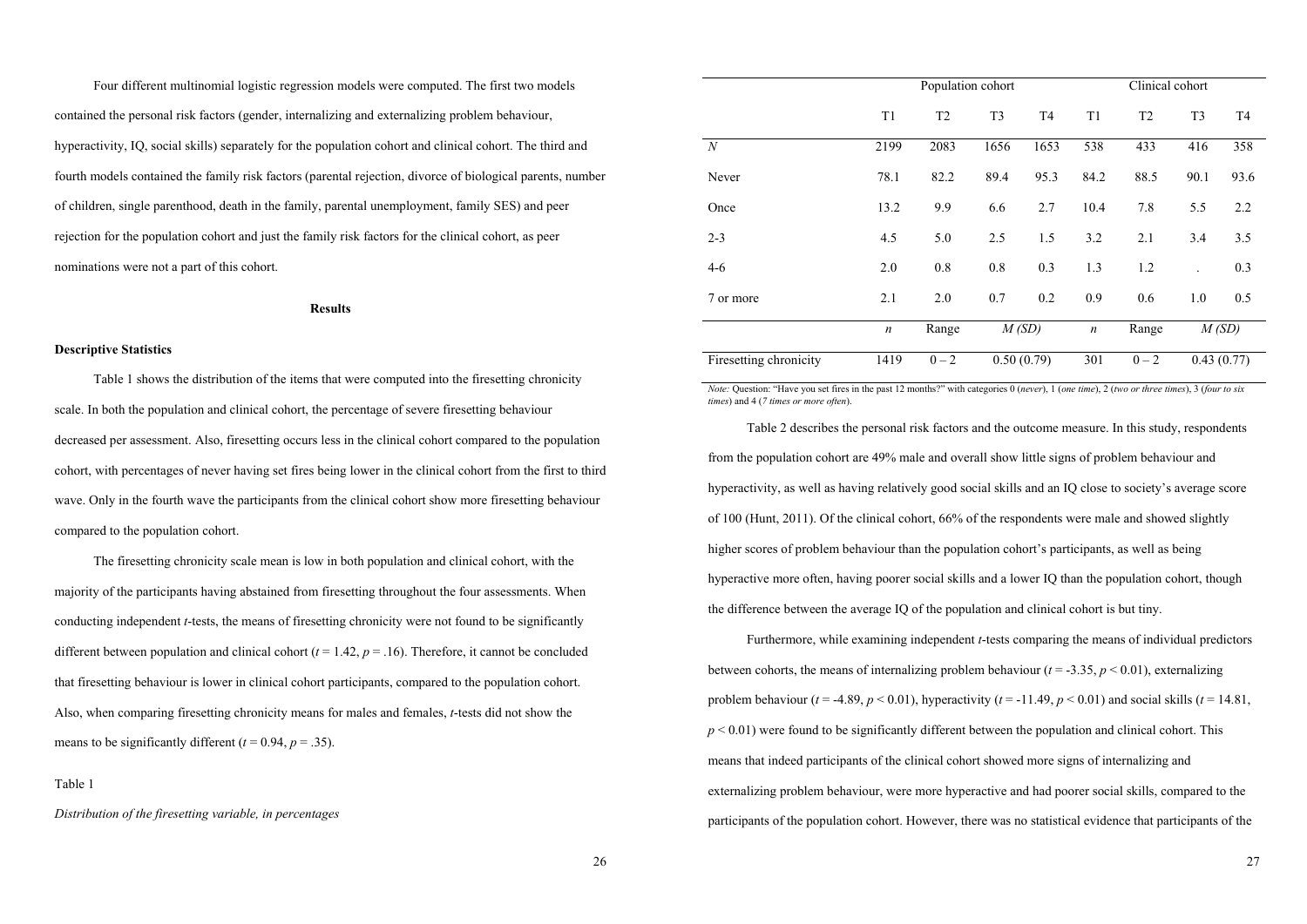Four different multinomial logistic regression models were computed. The first two models contained the personal risk factors (gender, internalizing and externalizing problem behaviour, hyperactivity, IQ, social skills) separately for the population cohort and clinical cohort. The third and fourth models contained the family risk factors (parental rejection, divorce of biological parents, number of children, single parenthood, death in the family, parental unemployment, family SES) and peer rejection for the population cohort and just the family risk factors for the clinical cohort, as peer nominations were not a part of this cohort.

## Results

### Descriptive Statistics

Table 1 shows the distribution of the items that were computed into the firesetting chronicity scale. In both the population and clinical cohort, the percentage of severe firesetting behaviour decreased per assessment. Also, firesetting occurs less in the clinical cohort compared to the population cohort, with percentages of never having set fires being lower in the clinical cohort from the first to third wave. Only in the fourth wave the participants from the clinical cohort show more firesetting behaviour compared to the population cohort.

The firesetting chronicity scale mean is low in both population and clinical cohort, with the majority of the participants having abstained from firesetting throughout the four assessments. When conducting independent *t*-tests, the means of firesetting chronicity were not found to be significantly different between population and clinical cohort ($t = 1.42$, $p = .16$). Therefore, it cannot be concluded that firesetting behaviour is lower in clinical cohort participants, compared to the population cohort. Also, when comparing firesetting chronicity means for males and females, *t*-tests did not show the means to be significantly different ($t = 0.94$, $p = .35$).

Table 1

*Distribution of the firesetting variable, in percentages*

| | Population cohort | | | | Clinical cohort | | | |
|---|---|---|---|---|---|---|---|---|
| | T1 | T2 | T3 | T4 | T1 | T2 | T3 | T4 |
| *N* | 2199 | 2083 | 1656 | 1653 | 538 | 433 | 416 | 358 |
| Never | 78.1 | 82.2 | 89.4 | 95.3 | 84.2 | 88.5 | 90.1 | 93.6 |
| Once | 13.2 | 9.9 | 6.6 | 2.7 | 10.4 | 7.8 | 5.5 | 2.2 |
| 2-3 | 4.5 | 5.0 | 2.5 | 1.5 | 3.2 | 2.1 | 3.4 | 3.5 |
| 4-6 | 2.0 | 0.8 | 0.8 | 0.3 | 1.3 | 1.2 | . | 0.3 |
| 7 or more | 2.1 | 2.0 | 0.7 | 0.2 | 0.9 | 0.6 | 1.0 | 0.5 |
| | *n* | Range | *M (SD)* | | *n* | Range | *M (SD)* | |
| Firesetting chronicity | 1419 | 0 – 2 | 0.50 (0.79) | | 301 | 0 – 2 | 0.43 (0.77) | |

*Note:* Question: "Have you set fires in the past 12 months?" with categories 0 (*never*), 1 (*one time*), 2 (*two or three times*), 3 (*four to six times*) and 4 (*7 times or more often*).

Table 2 describes the personal risk factors and the outcome measure. In this study, respondents from the population cohort are 49% male and overall show little signs of problem behaviour and hyperactivity, as well as having relatively good social skills and an IQ close to society's average score of 100 (Hunt, 2011). Of the clinical cohort, 66% of the respondents were male and showed slightly higher scores of problem behaviour than the population cohort's participants, as well as being hyperactive more often, having poorer social skills and a lower IQ than the population cohort, though the difference between the average IQ of the population and clinical cohort is but tiny.

Furthermore, while examining independent *t*-tests comparing the means of individual predictors between cohorts, the means of internalizing problem behaviour ($t = -3.35$, $p < 0.01$), externalizing problem behaviour ($t = -4.89$, $p < 0.01$), hyperactivity ($t = -11.49$, $p < 0.01$) and social skills ($t = 14.81$, $p < 0.01$) were found to be significantly different between the population and clinical cohort. This means that indeed participants of the clinical cohort showed more signs of internalizing and externalizing problem behaviour, were more hyperactive and had poorer social skills, compared to the participants of the population cohort. However, there was no statistical evidence that participants of the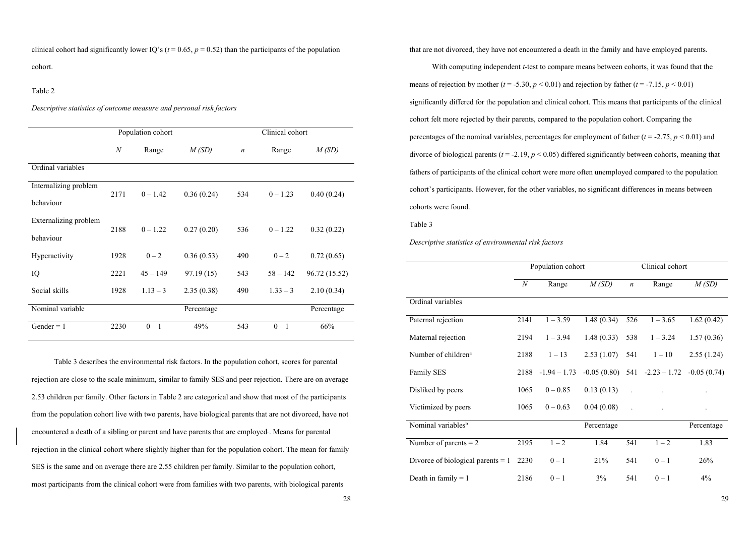clinical cohort had significantly lower IQ's ($t = 0.65$, $p = 0.52$) than the participants of the population cohort.

Table 2

*Descriptive statistics of outcome measure and personal risk factors*

| | Population cohort | | | Clinical cohort | | |
|---|---|---|---|---|---|---|
| | *N* | Range | *M (SD)* | *n* | Range | *M (SD)* |
| Ordinal variables | | | | | | |
| Internalizing problem behaviour | 2171 | 0 – 1.42 | 0.36 (0.24) | 534 | 0 – 1.23 | 0.40 (0.24) |
| Externalizing problem behaviour | 2188 | 0 – 1.22 | 0.27 (0.20) | 536 | 0 – 1.22 | 0.32 (0.22) |
| Hyperactivity | 1928 | 0 – 2 | 0.36 (0.53) | 490 | 0 – 2 | 0.72 (0.65) |
| IQ | 2221 | 45 – 149 | 97.19 (15) | 543 | 58 – 142 | 96.72 (15.52) |
| Social skills | 1928 | 1.13 – 3 | 2.35 (0.38) | 490 | 1.33 – 3 | 2.10 (0.34) |
| Nominal variable | | | Percentage | | | Percentage |
| Gender = 1 | 2230 | 0 – 1 | 49% | 543 | 0 – 1 | 66% |

Table 3 describes the environmental risk factors. In the population cohort, scores for parental rejection are close to the scale minimum, similar to family SES and peer rejection. There are on average 2.53 children per family. Other factors in Table 2 are categorical and show that most of the participants from the population cohort live with two parents, have biological parents that are not divorced, have not encountered a death of a sibling or parent and have parents that are employed. Means for parental rejection in the clinical cohort where slightly higher than for the population cohort. The mean for family SES is the same and on average there are 2.55 children per family. Similar to the population cohort, most participants from the clinical cohort were from families with two parents, with biological parents that are not divorced, they have not encountered a death in the family and have employed parents.

With computing independent *t*-test to compare means between cohorts, it was found that the means of rejection by mother ($t = -5.30$, $p < 0.01$) and rejection by father ($t = -7.15$, $p < 0.01$) significantly differed for the population and clinical cohort. This means that participants of the clinical cohort felt more rejected by their parents, compared to the population cohort. Comparing the percentages of the nominal variables, percentages for employment of father ($t = -2.75$, $p < 0.01$) and divorce of biological parents ($t = -2.19$, $p < 0.05$) differed significantly between cohorts, meaning that fathers of participants of the clinical cohort were more often unemployed compared to the population cohort's participants. However, for the other variables, no significant differences in means between cohorts were found.

Table 3

*Descriptive statistics of environmental risk factors*

| | Population cohort | | | Clinical cohort | | |
|---|---|---|---|---|---|---|
| | *N* | Range | *M (SD)* | *n* | Range | *M (SD)* |
| Ordinal variables | | | | | | |
| Paternal rejection | 2141 | 1 – 3.59 | 1.48 (0.34) | 526 | 1 – 3.65 | 1.62 (0.42) |
| Maternal rejection | 2194 | 1 – 3.94 | 1.48 (0.33) | 538 | 1 – 3.24 | 1.57 (0.36) |
| Number of children[a] | 2188 | 1 – 13 | 2.53 (1.07) | 541 | 1 – 10 | 2.55 (1.24) |
| Family SES | 2188 | -1.94 – 1.73 | -0.05 (0.80) | 541 | -2.23 – 1.72 | -0.05 (0.74) |
| Disliked by peers | 1065 | 0 – 0.85 | 0.13 (0.13) | . | . | . |
| Victimized by peers | 1065 | 0 – 0.63 | 0.04 (0.08) | . | . | . |
| Nominal variables[b] | | | Percentage | | | Percentage |
| Number of parents = 2 | 2195 | 1 – 2 | 1.84 | 541 | 1 – 2 | 1.83 |
| Divorce of biological parents = 1 | 2230 | 0 – 1 | 21% | 541 | 0 – 1 | 26% |
| Death in family = 1 | 2186 | 0 – 1 | 3% | 541 | 0 – 1 | 4% |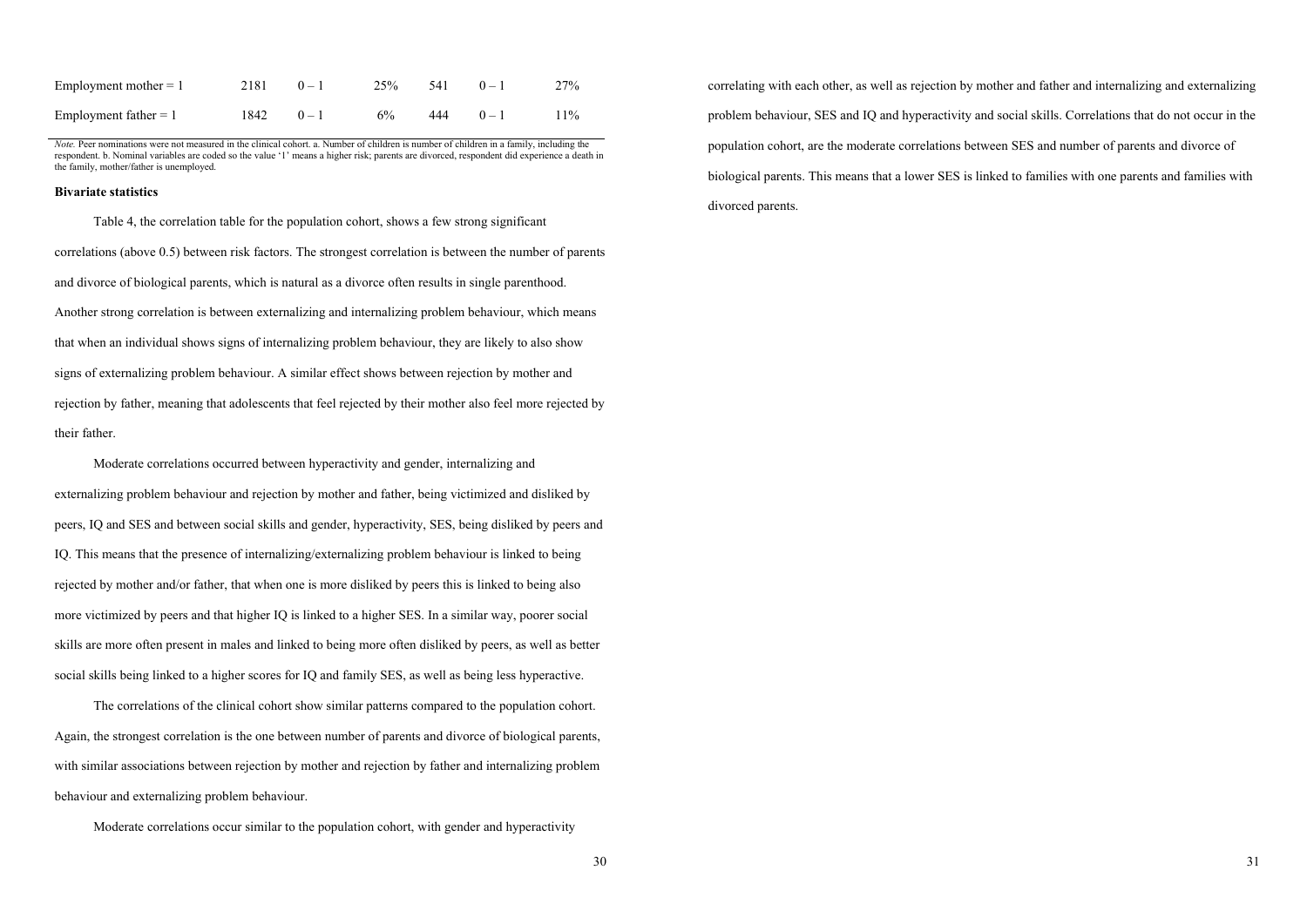| Employment mother = 1 | 2181 | 0 – 1 | 25% | 541 | 0 – 1 | 27% |
|---|---|---|---|---|---|---|
| Employment father = 1 | 1842 | 0 – 1 | 6% | 444 | 0 – 1 | 11% |

*Note.* Peer nominations were not measured in the clinical cohort. a. Number of children is number of children in a family, including the respondent. b. Nominal variables are coded so the value '1' means a higher risk; parents are divorced, respondent did experience a death in the family, mother/father is unemployed.

**Bivariate statistics**

Table 4, the correlation table for the population cohort, shows a few strong significant correlations (above 0.5) between risk factors. The strongest correlation is between the number of parents and divorce of biological parents, which is natural as a divorce often results in single parenthood. Another strong correlation is between externalizing and internalizing problem behaviour, which means that when an individual shows signs of internalizing problem behaviour, they are likely to also show signs of externalizing problem behaviour. A similar effect shows between rejection by mother and rejection by father, meaning that adolescents that feel rejected by their mother also feel more rejected by their father.

Moderate correlations occurred between hyperactivity and gender, internalizing and externalizing problem behaviour and rejection by mother and father, being victimized and disliked by peers, IQ and SES and between social skills and gender, hyperactivity, SES, being disliked by peers and IQ. This means that the presence of internalizing/externalizing problem behaviour is linked to being rejected by mother and/or father, that when one is more disliked by peers this is linked to being also more victimized by peers and that higher IQ is linked to a higher SES. In a similar way, poorer social skills are more often present in males and linked to being more often disliked by peers, as well as better social skills being linked to a higher scores for IQ and family SES, as well as being less hyperactive.

The correlations of the clinical cohort show similar patterns compared to the population cohort. Again, the strongest correlation is the one between number of parents and divorce of biological parents, with similar associations between rejection by mother and rejection by father and internalizing problem behaviour and externalizing problem behaviour.

Moderate correlations occur similar to the population cohort, with gender and hyperactivity correlating with each other, as well as rejection by mother and father and internalizing and externalizing problem behaviour, SES and IQ and hyperactivity and social skills. Correlations that do not occur in the population cohort, are the moderate correlations between SES and number of parents and divorce of biological parents. This means that a lower SES is linked to families with one parents and families with divorced parents.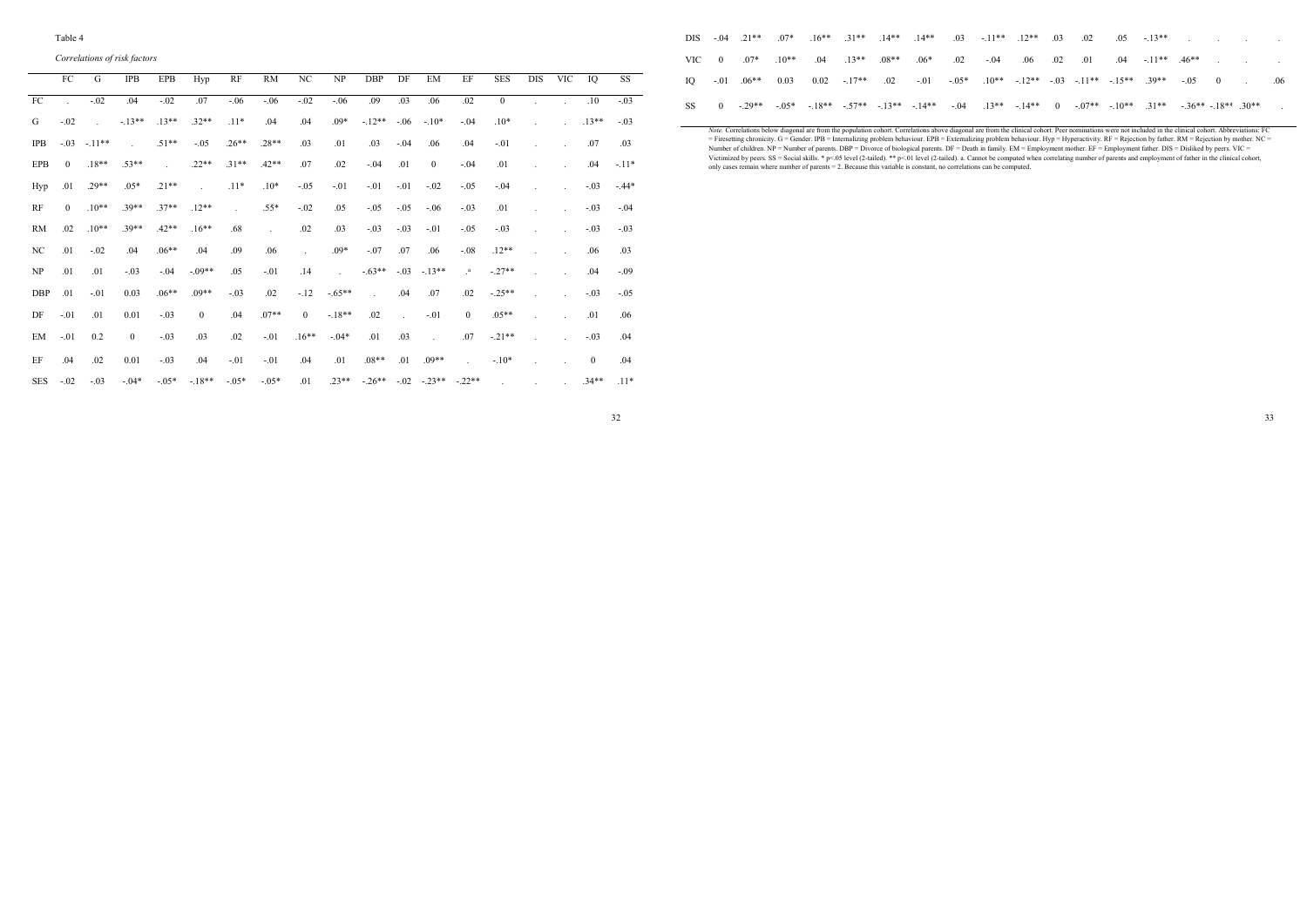Table 4

*Correlations of risk factors*

| | FC | G | IPB | EPB | Hyp | RF | RM | NC | NP | DBP | DF | EM | EF | SES | DIS | VIC | IQ | SS |
|---|---|---|---|---|---|---|---|---|---|---|---|---|---|---|---|---|---|---|
| FC | . | -.02 | .04 | -.02 | .07 | -.06 | -.06 | -.02 | -.06 | .09 | .03 | .06 | .02 | 0 | . | . | .10 | -.03 |
| G | -.02 | . | -.13** | .13** | .32** | .11* | .04 | .04 | .09* | -.12** | -.06 | -.10* | -.04 | .10* | . | . | .13** | -.03 |
| IPB | -.03 | -.11** | . | .51** | -.05 | .26** | .28** | .03 | .01 | .03 | -.04 | .06 | .04 | -.01 | . | . | .07 | .03 |
| EPB | 0 | .18** | .53** | . | .22** | .31** | .42** | .07 | .02 | -.04 | .01 | 0 | -.04 | .01 | . | . | .04 | -.11* |
| Hyp | .01 | .29** | .05* | .21** | . | .11* | .10* | -.05 | -.01 | -.01 | -.01 | -.02 | -.05 | -.04 | . | . | -.03 | -.44* |
| RF | 0 | .10** | .39** | .37** | .12** | . | .55* | -.02 | .05 | -.05 | -.05 | -.06 | -.03 | .01 | . | . | -.03 | -.04 |
| RM | .02 | .10** | .39** | .42** | .16** | .68 | . | .02 | .03 | -.03 | -.03 | -.01 | -.05 | -.03 | . | . | -.03 | -.03 |
| NC | .01 | -.02 | .04 | .06** | .04 | .09 | .06 | . | .09* | -.07 | .07 | .06 | -.08 | .12** | . | . | .06 | .03 |
| NP | .01 | .01 | -.03 | -.04 | -.09** | .05 | -.01 | .14 | . | -.63** | -.03 | -.13** | .[a] | -.27** | . | . | .04 | -.09 |
| DBP | .01 | -.01 | 0.03 | .06** | .09** | -.03 | .02 | -.12 | -.65** | . | .04 | .07 | .02 | -.25** | . | . | -.03 | -.05 |
| DF | -.01 | .01 | 0.01 | -.03 | 0 | .04 | .07** | 0 | -.18** | .02 | . | -.01 | 0 | .05** | . | . | .01 | .06 |
| EM | -.01 | 0.2 | 0 | -.03 | .03 | .02 | -.01 | .16** | -.04* | .01 | .03 | . | .07 | -.21** | . | . | -.03 | .04 |
| EF | .04 | .02 | 0.01 | -.03 | .04 | -.01 | -.01 | .04 | .01 | .08** | .01 | .09** | . | -.10* | . | . | 0 | .04 |
| SES | -.02 | -.03 | -.04* | -.05* | -.18** | -.05* | -.05* | .01 | .23** | -.26** | -.02 | -.23** | -.22** | . | . | . | .34** | .11* |
| DIS | -.04 | .21** | .07* | .16** | .31** | .14** | .14** | .03 | -.11** | .12** | .03 | .02 | .05 | -.13** | . | . | . | . |
| VIC | 0 | .07* | .10** | .04 | .13** | .08** | .06* | .02 | -.04 | .06 | .02 | .01 | .04 | -.11** | .46** | . | . | . |
| IQ | -.01 | .06** | 0.03 | 0.02 | -.17** | .02 | -.01 | -.05* | .10** | -.12** | -.03 | -.11** | -.15** | .39** | -.05 | 0 | . | .06 |
| SS | 0 | -.29** | -.05* | -.18** | -.57** | -.13** | -.14** | -.04 | .13** | -.14** | 0 | -.07** | -.10** | .31** | -.36** | -.18** | .30** | . |

*Note.* Correlations below diagonal are from the population cohort. Correlations above diagonal are from the clinical cohort. Peer nominations were not included in the clinical cohort. Abbreviations: FC = Firesetting chronicity. G = Gender. IPB = Internalizing problem behaviour. EPB = Externalizing problem behaviour. Hyp = Hyperactivity. RF = Rejection by father. RM = Rejection by mother. NC = Number of children. NP = Number of parents. DBP = Divorce of biological parents. DF = Death in family. EM = Employment mother. EF = Employment father. DIS = Disliked by peers. VIC = Victimized by peers. SS = Social skills. * p<.05 level (2-tailed). ** p<.01 level (2-tailed). a. Cannot be computed when correlating number of parents and employment of father in the clinical cohort, only cases remain where number of parents = 2. Because this variable is constant, no correlations can be computed.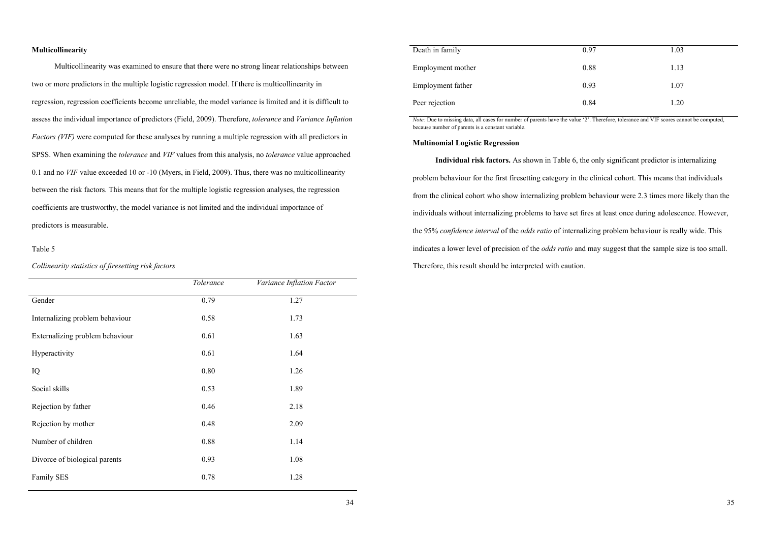**Multicollinearity**

Multicollinearity was examined to ensure that there were no strong linear relationships between two or more predictors in the multiple logistic regression model. If there is multicollinearity in regression, regression coefficients become unreliable, the model variance is limited and it is difficult to assess the individual importance of predictors (Field, 2009). Therefore, *tolerance* and *Variance Inflation Factors (VIF)* were computed for these analyses by running a multiple regression with all predictors in SPSS. When examining the *tolerance* and *VIF* values from this analysis, no *tolerance* value approached 0.1 and no *VIF* value exceeded 10 or -10 (Myers, in Field, 2009). Thus, there was no multicollinearity between the risk factors. This means that for the multiple logistic regression analyses, the regression coefficients are trustworthy, the model variance is not limited and the individual importance of predictors is measurable.

Table 5

*Collinearity statistics of firesetting risk factors*

| | *Tolerance* | *Variance Inflation Factor* |
|---|---|---|
| Gender | 0.79 | 1.27 |
| Internalizing problem behaviour | 0.58 | 1.73 |
| Externalizing problem behaviour | 0.61 | 1.63 |
| Hyperactivity | 0.61 | 1.64 |
| IQ | 0.80 | 1.26 |
| Social skills | 0.53 | 1.89 |
| Rejection by father | 0.46 | 2.18 |
| Rejection by mother | 0.48 | 2.09 |
| Number of children | 0.88 | 1.14 |
| Divorce of biological parents | 0.93 | 1.08 |
| Family SES | 0.78 | 1.28 |
| Death in family | 0.97 | 1.03 |
| Employment mother | 0.88 | 1.13 |
| Employment father | 0.93 | 1.07 |
| Peer rejection | 0.84 | 1.20 |

*Note:* Due to missing data, all cases for number of parents have the value '2'. Therefore, tolerance and VIF scores cannot be computed, because number of parents is a constant variable.

**Multinomial Logistic Regression**

**Individual risk factors.** As shown in Table 6, the only significant predictor is internalizing problem behaviour for the first firesetting category in the clinical cohort. This means that individuals from the clinical cohort who show internalizing problem behaviour were 2.3 times more likely than the individuals without internalizing problems to have set fires at least once during adolescence. However, the 95% *confidence interval* of the *odds ratio* of internalizing problem behaviour is really wide. This indicates a lower level of precision of the *odds ratio* and may suggest that the sample size is too small. Therefore, this result should be interpreted with caution.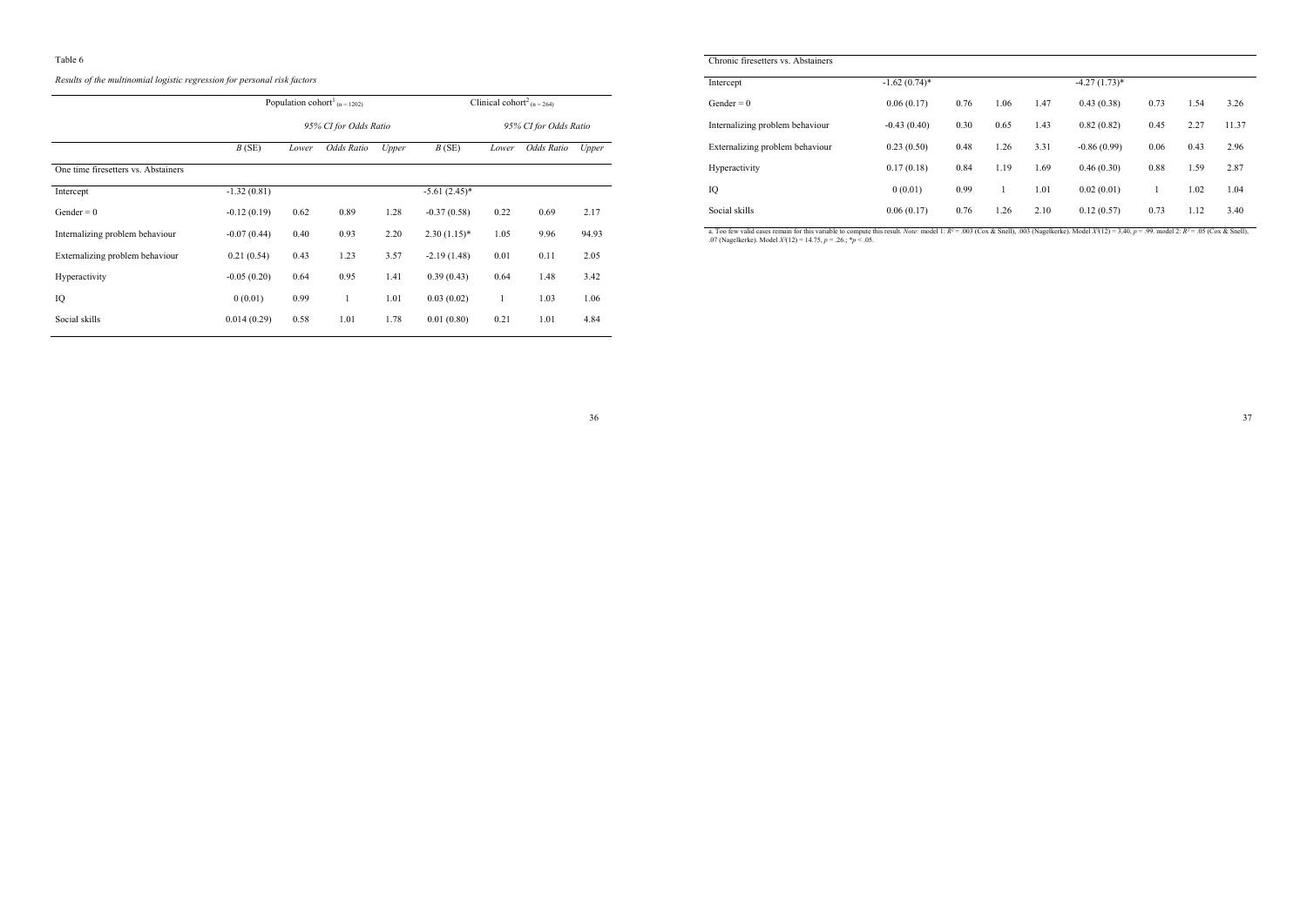Table 6

*Results of the multinomial logistic regression for personal risk factors*

| | Population cohort[1] (n = 1202) | | | | Clinical cohort[2] (n = 264) | | | |
|---|---|---|---|---|---|---|---|---|
| | | 95% CI for Odds Ratio | | | | 95% CI for Odds Ratio | | |
| | *B* (SE) | *Lower* | *Odds Ratio* | *Upper* | *B* (SE) | *Lower* | *Odds Ratio* | *Upper* |
| One time firesetters vs. Abstainers | | | | | | | | |
| Intercept | -1.32 (0.81) | | | | -5.61 (2.45)* | | | |
| Gender = 0 | -0.12 (0.19) | 0.62 | 0.89 | 1.28 | -0.37 (0.58) | 0.22 | 0.69 | 2.17 |
| Internalizing problem behaviour | -0.07 (0.44) | 0.40 | 0.93 | 2.20 | 2.30 (1.15)* | 1.05 | 9.96 | 94.93 |
| Externalizing problem behaviour | 0.21 (0.54) | 0.43 | 1.23 | 3.57 | -2.19 (1.48) | 0.01 | 0.11 | 2.05 |
| Hyperactivity | -0.05 (0.20) | 0.64 | 0.95 | 1.41 | 0.39 (0.43) | 0.64 | 1.48 | 3.42 |
| IQ | 0 (0.01) | 0.99 | 1 | 1.01 | 0.03 (0.02) | 1 | 1.03 | 1.06 |
| Social skills | 0.014 (0.29) | 0.58 | 1.01 | 1.78 | 0.01 (0.80) | 0.21 | 1.01 | 4.84 |
| Chronic firesetters vs. Abstainers | | | | | | | | |
| Intercept | -1.62 (0.74)* | | | | -4.27 (1.73)* | | | |
| Gender = 0 | 0.06 (0.17) | 0.76 | 1.06 | 1.47 | 0.43 (0.38) | 0.73 | 1.54 | 3.26 |
| Internalizing problem behaviour | -0.43 (0.40) | 0.30 | 0.65 | 1.43 | 0.82 (0.82) | 0.45 | 2.27 | 11.37 |
| Externalizing problem behaviour | 0.23 (0.50) | 0.48 | 1.26 | 3.31 | -0.86 (0.99) | 0.06 | 0.43 | 2.96 |
| Hyperactivity | 0.17 (0.18) | 0.84 | 1.19 | 1.69 | 0.46 (0.30) | 0.88 | 1.59 | 2.87 |
| IQ | 0 (0.01) | 0.99 | 1 | 1.01 | 0.02 (0.01) | 1 | 1.02 | 1.04 |
| Social skills | 0.06 (0.17) | 0.76 | 1.26 | 2.10 | 0.12 (0.57) | 0.73 | 1.12 | 3.40 |

a. Too few valid cases remain for this variable to compute this result. *Note:* model 1: $R^2 = .003$ (Cox & Snell), .003 (Nagelkerke). Model $X^2(12) = 3{,}40$, $p = .99$. model 2: $R^2 = .05$ (Cox & Snell), .07 (Nagelkerke). Model $X^2(12) = 14.75$, $p = .26$.; $*p < .05$.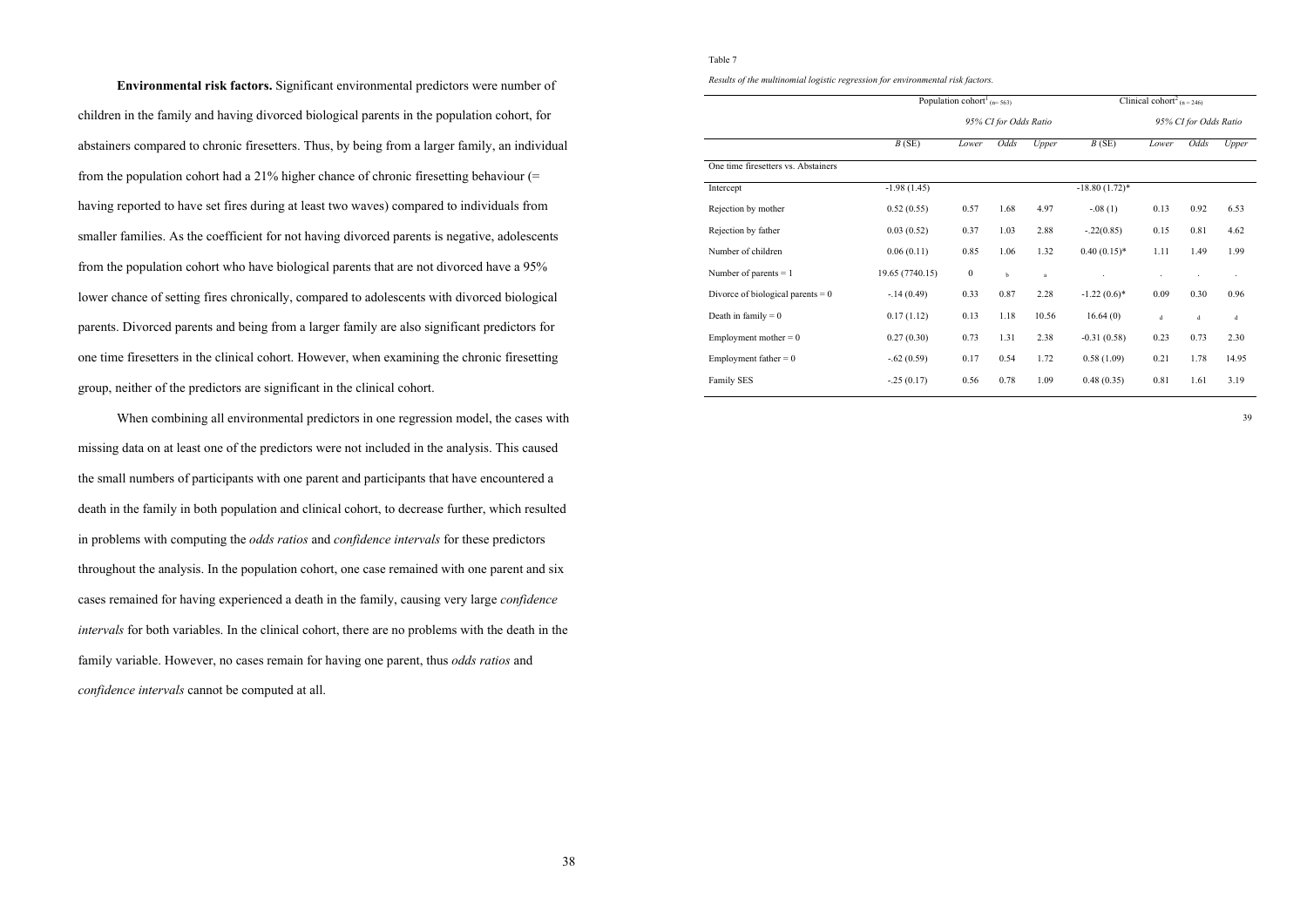**Environmental risk factors.** Significant environmental predictors were number of children in the family and having divorced biological parents in the population cohort, for abstainers compared to chronic firesetters. Thus, by being from a larger family, an individual from the population cohort had a 21% higher chance of chronic firesetting behaviour (= having reported to have set fires during at least two waves) compared to individuals from smaller families. As the coefficient for not having divorced parents is negative, adolescents from the population cohort who have biological parents that are not divorced have a 95% lower chance of setting fires chronically, compared to adolescents with divorced biological parents. Divorced parents and being from a larger family are also significant predictors for one time firesetters in the clinical cohort. However, when examining the chronic firesetting group, neither of the predictors are significant in the clinical cohort.

When combining all environmental predictors in one regression model, the cases with missing data on at least one of the predictors were not included in the analysis. This caused the small numbers of participants with one parent and participants that have encountered a death in the family in both population and clinical cohort, to decrease further, which resulted in problems with computing the *odds ratios* and *confidence intervals* for these predictors throughout the analysis. In the population cohort, one case remained with one parent and six cases remained for having experienced a death in the family, causing very large *confidence intervals* for both variables. In the clinical cohort, there are no problems with the death in the family variable. However, no cases remain for having one parent, thus *odds ratios* and *confidence intervals* cannot be computed at all.

Table 7

*Results of the multinomial logistic regression for environmental risk factors.*

| | Population cohort[1] (n= 563) | | | | Clinical cohort[2] (n = 246) | | | |
|---|---|---|---|---|---|---|---|---|
| | | 95% CI for Odds Ratio | | | | 95% CI for Odds Ratio | | |
| | *B* (SE) | *Lower* | *Odds* | *Upper* | *B* (SE) | *Lower* | *Odds* | *Upper* |
| One time firesetters vs. Abstainers | | | | | | | | |
| Intercept | -1.98 (1.45) | | | | -18.80 (1.72)* | | | |
| Rejection by mother | 0.52 (0.55) | 0.57 | 1.68 | 4.97 | -.08 (1) | 0.13 | 0.92 | 6.53 |
| Rejection by father | 0.03 (0.52) | 0.37 | 1.03 | 2.88 | -.22(0.85) | 0.15 | 0.81 | 4.62 |
| Number of children | 0.06 (0.11) | 0.85 | 1.06 | 1.32 | 0.40 (0.15)* | 1.11 | 1.49 | 1.99 |
| Number of parents = 1 | 19.65 (7740.15) | 0 | b | a | . | . | . | . |
| Divorce of biological parents = 0 | -.14 (0.49) | 0.33 | 0.87 | 2.28 | -1.22 (0.6)* | 0.09 | 0.30 | 0.96 |
| Death in family = 0 | 0.17 (1.12) | 0.13 | 1.18 | 10.56 | 16.64 (0) | d | d | d |
| Employment mother = 0 | 0.27 (0.30) | 0.73 | 1.31 | 2.38 | -0.31 (0.58) | 0.23 | 0.73 | 2.30 |
| Employment father = 0 | -.62 (0.59) | 0.17 | 0.54 | 1.72 | 0.58 (1.09) | 0.21 | 1.78 | 14.95 |
| Family SES | -.25 (0.17) | 0.56 | 0.78 | 1.09 | 0.48 (0.35) | 0.81 | 1.61 | 3.19 |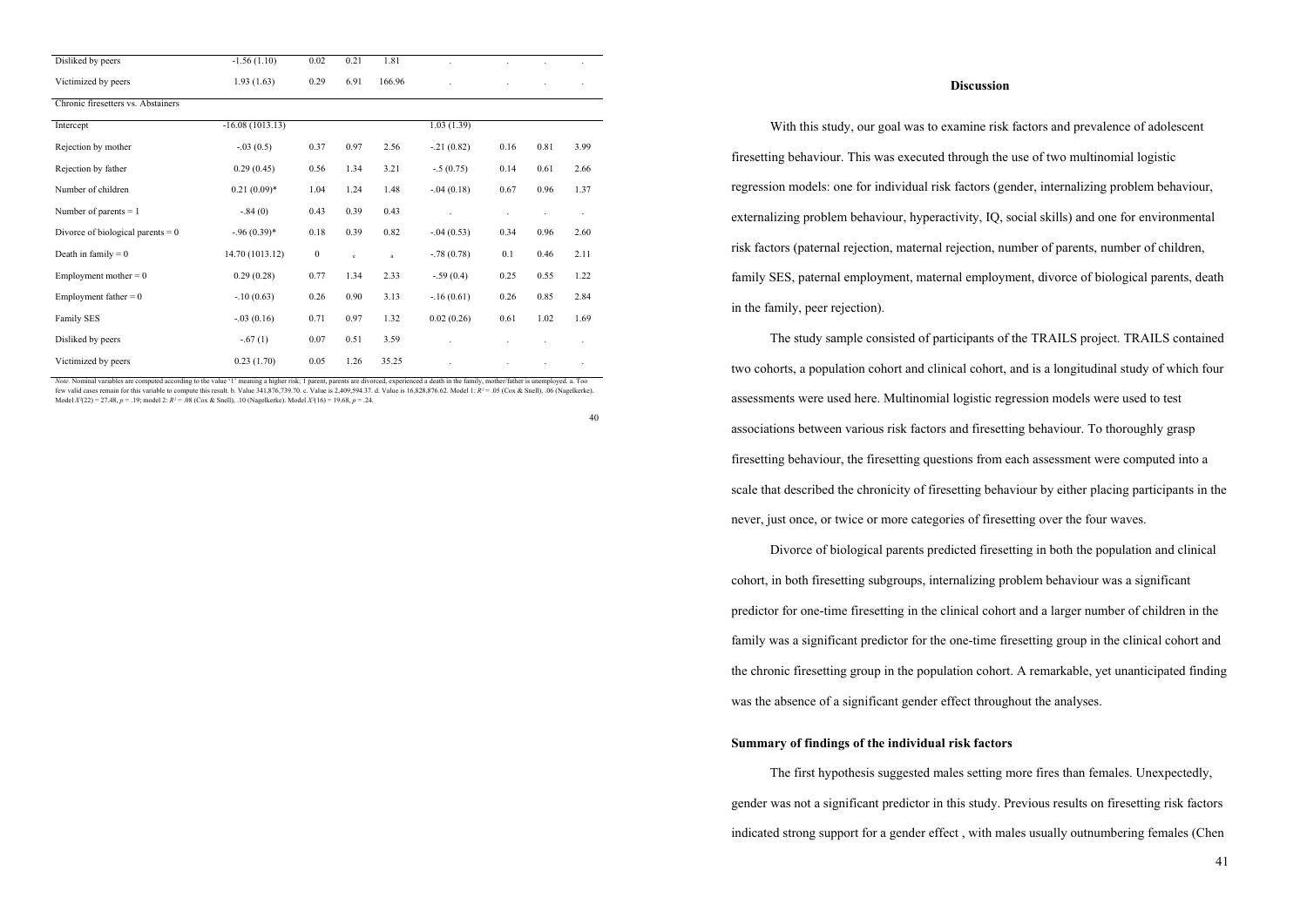| | | | | | | | | |
|---|---|---|---|---|---|---|---|---|
| Disliked by peers | -1.56 (1.10) | 0.02 | 0.21 | 1.81 | . | . | . | . |
| Victimized by peers | 1.93 (1.63) | 0.29 | 6.91 | 166.96 | . | . | . | . |
| Chronic firesetters vs. Abstainers | | | | | | | | |
| Intercept | -16.08 (1013.13) | | | | 1.03 (1.39) | | | |
| Rejection by mother | -.03 (0.5) | 0.37 | 0.97 | 2.56 | -.21 (0.82) | 0.16 | 0.81 | 3.99 |
| Rejection by father | 0.29 (0.45) | 0.56 | 1.34 | 3.21 | -.5 (0.75) | 0.14 | 0.61 | 2.66 |
| Number of children | 0.21 (0.09)* | 1.04 | 1.24 | 1.48 | -.04 (0.18) | 0.67 | 0.96 | 1.37 |
| Number of parents = 1 | -.84 (0) | 0.43 | 0.39 | 0.43 | . | . | . | . |
| Divorce of biological parents = 0 | -.96 (0.39)* | 0.18 | 0.39 | 0.82 | -.04 (0.53) | 0.34 | 0.96 | 2.60 |
| Death in family = 0 | 14.70 (1013.12) | 0 | c | a | -.78 (0.78) | 0.1 | 0.46 | 2.11 |
| Employment mother = 0 | 0.29 (0.28) | 0.77 | 1.34 | 2.33 | -.59 (0.4) | 0.25 | 0.55 | 1.22 |
| Employment father = 0 | -.10 (0.63) | 0.26 | 0.90 | 3.13 | -.16 (0.61) | 0.26 | 0.85 | 2.84 |
| Family SES | -.03 (0.16) | 0.71 | 0.97 | 1.32 | 0.02 (0.26) | 0.61 | 1.02 | 1.69 |
| Disliked by peers | -.67 (1) | 0.07 | 0.51 | 3.59 | . | . | . | . |
| Victimized by peers | 0.23 (1.70) | 0.05 | 1.26 | 35.25 | . | . | . | . |

*Note.* Nominal variables are computed according to the value '1' meaning a higher risk; 1 parent, parents are divorced, experienced a death in the family, mother/father is unemployed. a. Too few valid cases remain for this variable to compute this result. b. Value 341,876,739.70. c. Value is 2,409,594.37. d. Value is 16,828,876.62. Model 1: $R^2 = .05$ (Cox & Snell), .06 (Nagelkerke). Model $X^2(22) = 27.48$, $p = .19$; model 2: $R^2 = .08$ (Cox & Snell), .10 (Nagelkerke). Model $X^2(16) = 19.68$, $p = .24$.

## Discussion

With this study, our goal was to examine risk factors and prevalence of adolescent firesetting behaviour. This was executed through the use of two multinomial logistic regression models: one for individual risk factors (gender, internalizing problem behaviour, externalizing problem behaviour, hyperactivity, IQ, social skills) and one for environmental risk factors (paternal rejection, maternal rejection, number of parents, number of children, family SES, paternal employment, maternal employment, divorce of biological parents, death in the family, peer rejection).

The study sample consisted of participants of the TRAILS project. TRAILS contained two cohorts, a population cohort and clinical cohort, and is a longitudinal study of which four assessments were used here. Multinomial logistic regression models were used to test associations between various risk factors and firesetting behaviour. To thoroughly grasp firesetting behaviour, the firesetting questions from each assessment were computed into a scale that described the chronicity of firesetting behaviour by either placing participants in the never, just once, or twice or more categories of firesetting over the four waves.

Divorce of biological parents predicted firesetting in both the population and clinical cohort, in both firesetting subgroups, internalizing problem behaviour was a significant predictor for one-time firesetting in the clinical cohort and a larger number of children in the family was a significant predictor for the one-time firesetting group in the clinical cohort and the chronic firesetting group in the population cohort. A remarkable, yet unanticipated finding was the absence of a significant gender effect throughout the analyses.

### Summary of findings of the individual risk factors

The first hypothesis suggested males setting more fires than females. Unexpectedly, gender was not a significant predictor in this study. Previous results on firesetting risk factors indicated strong support for a gender effect , with males usually outnumbering females (Chen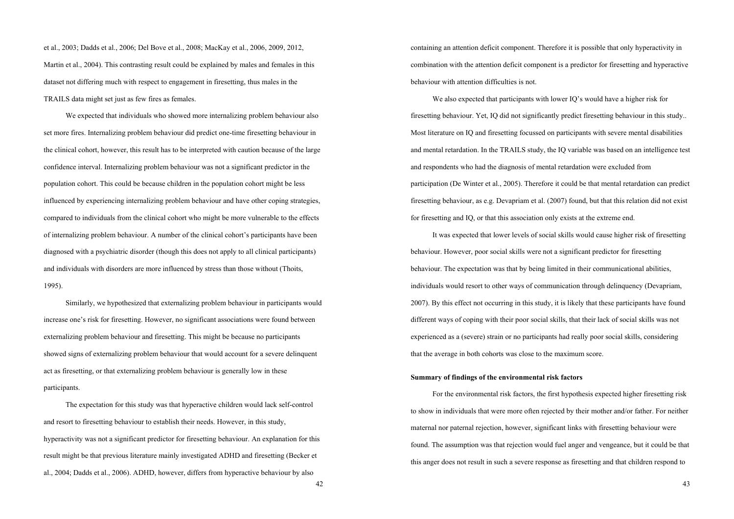et al., 2003; Dadds et al., 2006; Del Bove et al., 2008; MacKay et al., 2006, 2009, 2012, Martin et al., 2004). This contrasting result could be explained by males and females in this dataset not differing much with respect to engagement in firesetting, thus males in the TRAILS data might set just as few fires as females.

We expected that individuals who showed more internalizing problem behaviour also set more fires. Internalizing problem behaviour did predict one-time firesetting behaviour in the clinical cohort, however, this result has to be interpreted with caution because of the large confidence interval. Internalizing problem behaviour was not a significant predictor in the population cohort. This could be because children in the population cohort might be less influenced by experiencing internalizing problem behaviour and have other coping strategies, compared to individuals from the clinical cohort who might be more vulnerable to the effects of internalizing problem behaviour. A number of the clinical cohort's participants have been diagnosed with a psychiatric disorder (though this does not apply to all clinical participants) and individuals with disorders are more influenced by stress than those without (Thoits, 1995).

Similarly, we hypothesized that externalizing problem behaviour in participants would increase one's risk for firesetting. However, no significant associations were found between externalizing problem behaviour and firesetting. This might be because no participants showed signs of externalizing problem behaviour that would account for a severe delinquent act as firesetting, or that externalizing problem behaviour is generally low in these participants.

The expectation for this study was that hyperactive children would lack self-control and resort to firesetting behaviour to establish their needs. However, in this study, hyperactivity was not a significant predictor for firesetting behaviour. An explanation for this result might be that previous literature mainly investigated ADHD and firesetting (Becker et al., 2004; Dadds et al., 2006). ADHD, however, differs from hyperactive behaviour by also containing an attention deficit component. Therefore it is possible that only hyperactivity in combination with the attention deficit component is a predictor for firesetting and hyperactive behaviour with attention difficulties is not.

We also expected that participants with lower IQ's would have a higher risk for firesetting behaviour. Yet, IQ did not significantly predict firesetting behaviour in this study.. Most literature on IQ and firesetting focussed on participants with severe mental disabilities and mental retardation. In the TRAILS study, the IQ variable was based on an intelligence test and respondents who had the diagnosis of mental retardation were excluded from participation (De Winter et al., 2005). Therefore it could be that mental retardation can predict firesetting behaviour, as e.g. Devapriam et al. (2007) found, but that this relation did not exist for firesetting and IQ, or that this association only exists at the extreme end.

It was expected that lower levels of social skills would cause higher risk of firesetting behaviour. However, poor social skills were not a significant predictor for firesetting behaviour. The expectation was that by being limited in their communicational abilities, individuals would resort to other ways of communication through delinquency (Devapriam, 2007). By this effect not occurring in this study, it is likely that these participants have found different ways of coping with their poor social skills, that their lack of social skills was not experienced as a (severe) strain or no participants had really poor social skills, considering that the average in both cohorts was close to the maximum score.

**Summary of findings of the environmental risk factors**

For the environmental risk factors, the first hypothesis expected higher firesetting risk to show in individuals that were more often rejected by their mother and/or father. For neither maternal nor paternal rejection, however, significant links with firesetting behaviour were found. The assumption was that rejection would fuel anger and vengeance, but it could be that this anger does not result in such a severe response as firesetting and that children respond to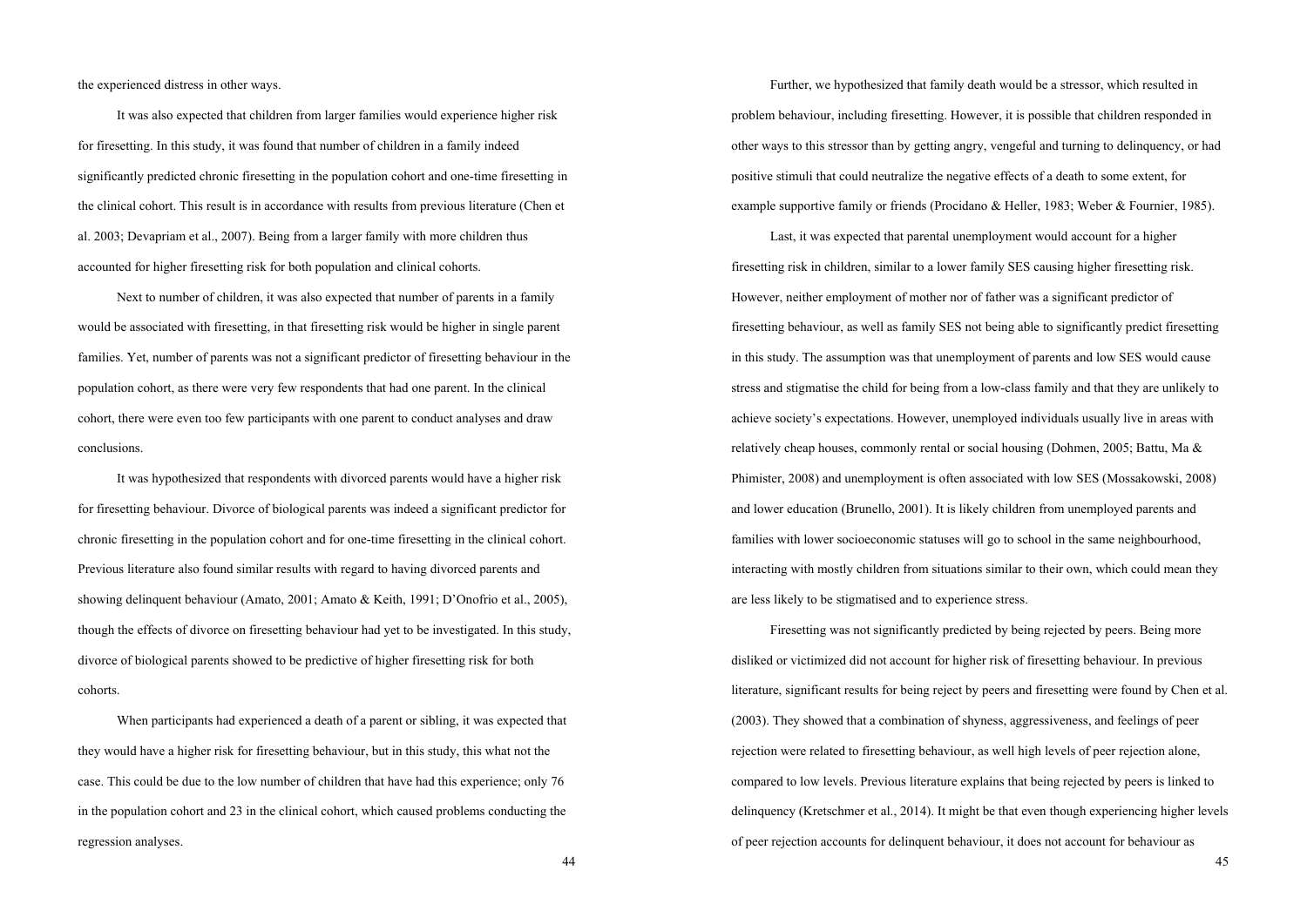the experienced distress in other ways.

It was also expected that children from larger families would experience higher risk for firesetting. In this study, it was found that number of children in a family indeed significantly predicted chronic firesetting in the population cohort and one-time firesetting in the clinical cohort. This result is in accordance with results from previous literature (Chen et al. 2003; Devapriam et al., 2007). Being from a larger family with more children thus accounted for higher firesetting risk for both population and clinical cohorts.

Next to number of children, it was also expected that number of parents in a family would be associated with firesetting, in that firesetting risk would be higher in single parent families. Yet, number of parents was not a significant predictor of firesetting behaviour in the population cohort, as there were very few respondents that had one parent. In the clinical cohort, there were even too few participants with one parent to conduct analyses and draw conclusions.

It was hypothesized that respondents with divorced parents would have a higher risk for firesetting behaviour. Divorce of biological parents was indeed a significant predictor for chronic firesetting in the population cohort and for one-time firesetting in the clinical cohort. Previous literature also found similar results with regard to having divorced parents and showing delinquent behaviour (Amato, 2001; Amato & Keith, 1991; D'Onofrio et al., 2005), though the effects of divorce on firesetting behaviour had yet to be investigated. In this study, divorce of biological parents showed to be predictive of higher firesetting risk for both cohorts.

When participants had experienced a death of a parent or sibling, it was expected that they would have a higher risk for firesetting behaviour, but in this study, this what not the case. This could be due to the low number of children that have had this experience; only 76 in the population cohort and 23 in the clinical cohort, which caused problems conducting the regression analyses.

Further, we hypothesized that family death would be a stressor, which resulted in problem behaviour, including firesetting. However, it is possible that children responded in other ways to this stressor than by getting angry, vengeful and turning to delinquency, or had positive stimuli that could neutralize the negative effects of a death to some extent, for example supportive family or friends (Procidano & Heller, 1983; Weber & Fournier, 1985).

Last, it was expected that parental unemployment would account for a higher firesetting risk in children, similar to a lower family SES causing higher firesetting risk. However, neither employment of mother nor of father was a significant predictor of firesetting behaviour, as well as family SES not being able to significantly predict firesetting in this study. The assumption was that unemployment of parents and low SES would cause stress and stigmatise the child for being from a low-class family and that they are unlikely to achieve society's expectations. However, unemployed individuals usually live in areas with relatively cheap houses, commonly rental or social housing (Dohmen, 2005; Battu, Ma & Phimister, 2008) and unemployment is often associated with low SES (Mossakowski, 2008) and lower education (Brunello, 2001). It is likely children from unemployed parents and families with lower socioeconomic statuses will go to school in the same neighbourhood, interacting with mostly children from situations similar to their own, which could mean they are less likely to be stigmatised and to experience stress.

Firesetting was not significantly predicted by being rejected by peers. Being more disliked or victimized did not account for higher risk of firesetting behaviour. In previous literature, significant results for being reject by peers and firesetting were found by Chen et al. (2003). They showed that a combination of shyness, aggressiveness, and feelings of peer rejection were related to firesetting behaviour, as well high levels of peer rejection alone, compared to low levels. Previous literature explains that being rejected by peers is linked to delinquency (Kretschmer et al., 2014). It might be that even though experiencing higher levels of peer rejection accounts for delinquent behaviour, it does not account for behaviour as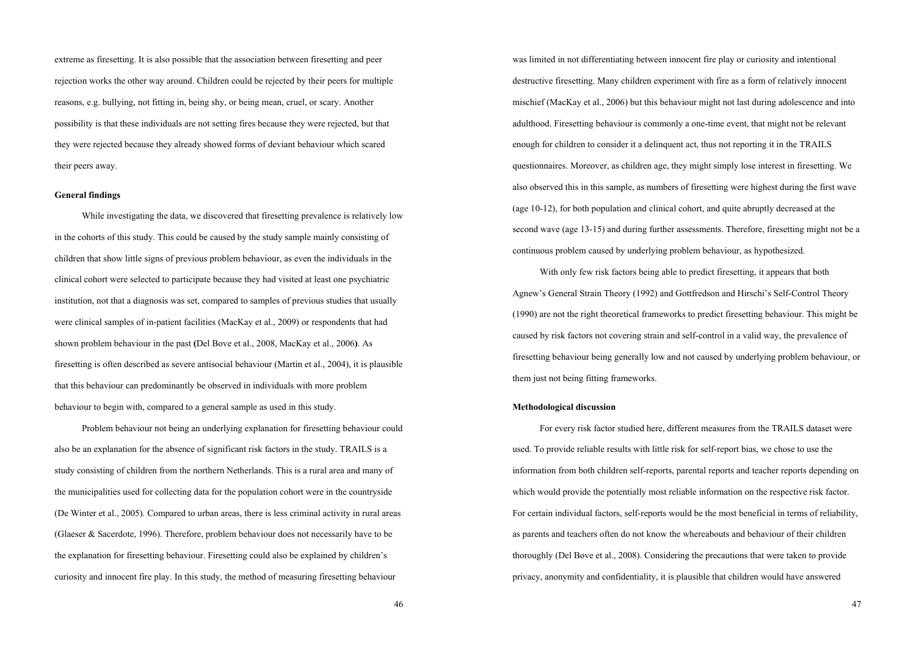extreme as firesetting. It is also possible that the association between firesetting and peer rejection works the other way around. Children could be rejected by their peers for multiple reasons, e.g. bullying, not fitting in, being shy, or being mean, cruel, or scary. Another possibility is that these individuals are not setting fires because they were rejected, but that they were rejected because they already showed forms of deviant behaviour which scared their peers away.

**General findings**

While investigating the data, we discovered that firesetting prevalence is relatively low in the cohorts of this study. This could be caused by the study sample mainly consisting of children that show little signs of previous problem behaviour, as even the individuals in the clinical cohort were selected to participate because they had visited at least one psychiatric institution, not that a diagnosis was set, compared to samples of previous studies that usually were clinical samples of in-patient facilities (MacKay et al., 2009) or respondents that had shown problem behaviour in the past **(**Del Bove et al., 2008, MacKay et al., 2006**)**. As firesetting is often described as severe antisocial behaviour (Martin et al., 2004), it is plausible that this behaviour can predominantly be observed in individuals with more problem behaviour to begin with, compared to a general sample as used in this study.

Problem behaviour not being an underlying explanation for firesetting behaviour could also be an explanation for the absence of significant risk factors in the study. TRAILS is a study consisting of children from the northern Netherlands. This is a rural area and many of the municipalities used for collecting data for the population cohort were in the countryside (De Winter et al., 2005). Compared to urban areas, there is less criminal activity in rural areas (Glaeser & Sacerdote, 1996). Therefore, problem behaviour does not necessarily have to be the explanation for firesetting behaviour. Firesetting could also be explained by children's curiosity and innocent fire play. In this study, the method of measuring firesetting behaviour was limited in not differentiating between innocent fire play or curiosity and intentional destructive firesetting. Many children experiment with fire as a form of relatively innocent mischief (MacKay et al., 2006) but this behaviour might not last during adolescence and into adulthood. Firesetting behaviour is commonly a one-time event, that might not be relevant enough for children to consider it a delinquent act, thus not reporting it in the TRAILS questionnaires. Moreover, as children age, they might simply lose interest in firesetting. We also observed this in this sample, as numbers of firesetting were highest during the first wave (age 10-12), for both population and clinical cohort, and quite abruptly decreased at the second wave (age 13-15) and during further assessments. Therefore, firesetting might not be a continuous problem caused by underlying problem behaviour, as hypothesized.

With only few risk factors being able to predict firesetting, it appears that both Agnew's General Strain Theory (1992) and Gottfredson and Hirschi's Self-Control Theory (1990) are not the right theoretical frameworks to predict firesetting behaviour. This might be caused by risk factors not covering strain and self-control in a valid way, the prevalence of firesetting behaviour being generally low and not caused by underlying problem behaviour, or them just not being fitting frameworks.

**Methodological discussion**

For every risk factor studied here, different measures from the TRAILS dataset were used. To provide reliable results with little risk for self-report bias, we chose to use the information from both children self-reports, parental reports and teacher reports depending on which would provide the potentially most reliable information on the respective risk factor. For certain individual factors, self-reports would be the most beneficial in terms of reliability, as parents and teachers often do not know the whereabouts and behaviour of their children thoroughly (Del Bove et al., 2008). Considering the precautions that were taken to provide privacy, anonymity and confidentiality, it is plausible that children would have answered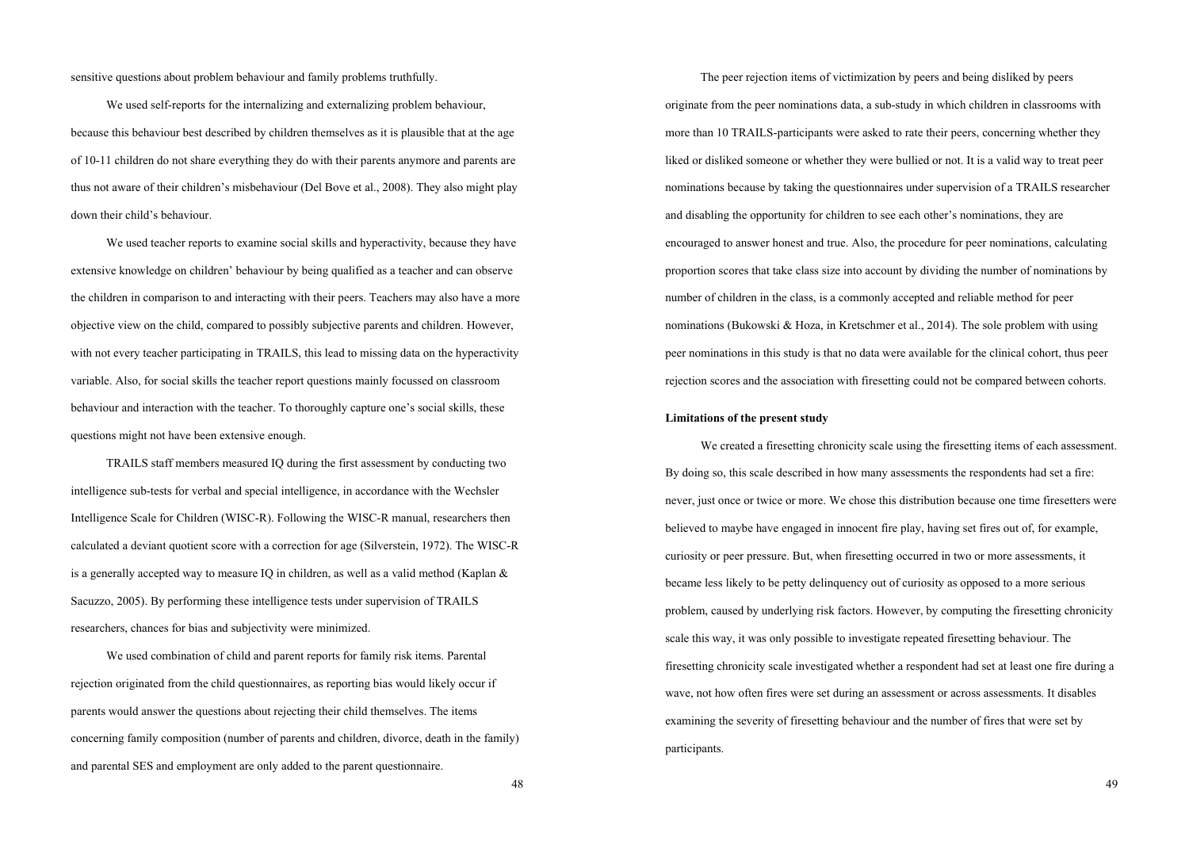sensitive questions about problem behaviour and family problems truthfully.

We used self-reports for the internalizing and externalizing problem behaviour, because this behaviour best described by children themselves as it is plausible that at the age of 10-11 children do not share everything they do with their parents anymore and parents are thus not aware of their children's misbehaviour (Del Bove et al., 2008). They also might play down their child's behaviour.

We used teacher reports to examine social skills and hyperactivity, because they have extensive knowledge on children' behaviour by being qualified as a teacher and can observe the children in comparison to and interacting with their peers. Teachers may also have a more objective view on the child, compared to possibly subjective parents and children. However, with not every teacher participating in TRAILS, this lead to missing data on the hyperactivity variable. Also, for social skills the teacher report questions mainly focussed on classroom behaviour and interaction with the teacher. To thoroughly capture one's social skills, these questions might not have been extensive enough.

TRAILS staff members measured IQ during the first assessment by conducting two intelligence sub-tests for verbal and special intelligence, in accordance with the Wechsler Intelligence Scale for Children (WISC-R). Following the WISC-R manual, researchers then calculated a deviant quotient score with a correction for age (Silverstein, 1972). The WISC-R is a generally accepted way to measure IQ in children, as well as a valid method (Kaplan & Sacuzzo, 2005). By performing these intelligence tests under supervision of TRAILS researchers, chances for bias and subjectivity were minimized.

We used combination of child and parent reports for family risk items. Parental rejection originated from the child questionnaires, as reporting bias would likely occur if parents would answer the questions about rejecting their child themselves. The items concerning family composition (number of parents and children, divorce, death in the family) and parental SES and employment are only added to the parent questionnaire.

The peer rejection items of victimization by peers and being disliked by peers originate from the peer nominations data, a sub-study in which children in classrooms with more than 10 TRAILS-participants were asked to rate their peers, concerning whether they liked or disliked someone or whether they were bullied or not. It is a valid way to treat peer nominations because by taking the questionnaires under supervision of a TRAILS researcher and disabling the opportunity for children to see each other's nominations, they are encouraged to answer honest and true. Also, the procedure for peer nominations, calculating proportion scores that take class size into account by dividing the number of nominations by number of children in the class, is a commonly accepted and reliable method for peer nominations (Bukowski & Hoza, in Kretschmer et al., 2014). The sole problem with using peer nominations in this study is that no data were available for the clinical cohort, thus peer rejection scores and the association with firesetting could not be compared between cohorts.

**Limitations of the present study**

We created a firesetting chronicity scale using the firesetting items of each assessment. By doing so, this scale described in how many assessments the respondents had set a fire: never, just once or twice or more. We chose this distribution because one time firesetters were believed to maybe have engaged in innocent fire play, having set fires out of, for example, curiosity or peer pressure. But, when firesetting occurred in two or more assessments, it became less likely to be petty delinquency out of curiosity as opposed to a more serious problem, caused by underlying risk factors. However, by computing the firesetting chronicity scale this way, it was only possible to investigate repeated firesetting behaviour. The firesetting chronicity scale investigated whether a respondent had set at least one fire during a wave, not how often fires were set during an assessment or across assessments. It disables examining the severity of firesetting behaviour and the number of fires that were set by participants.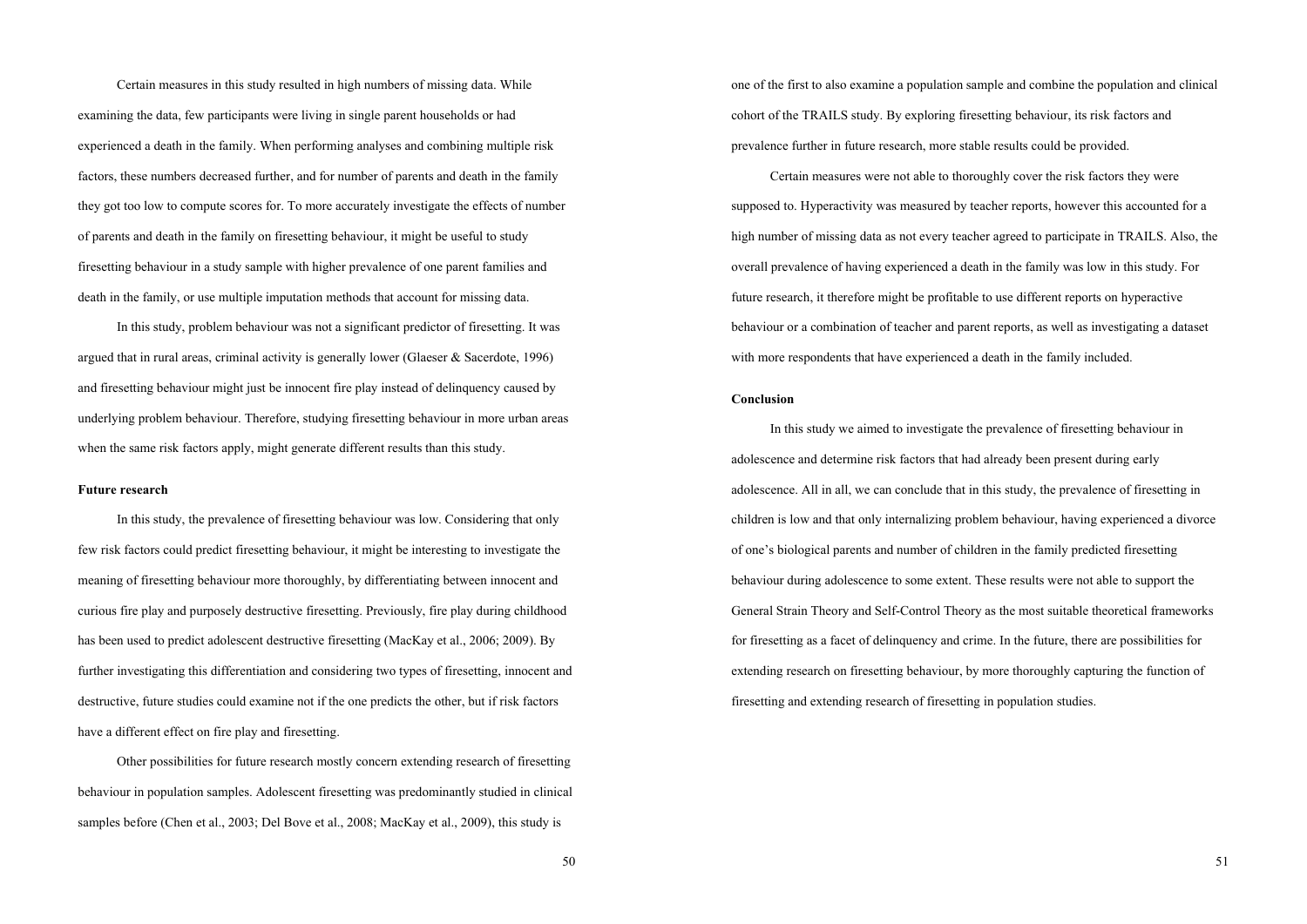Certain measures in this study resulted in high numbers of missing data. While examining the data, few participants were living in single parent households or had experienced a death in the family. When performing analyses and combining multiple risk factors, these numbers decreased further, and for number of parents and death in the family they got too low to compute scores for. To more accurately investigate the effects of number of parents and death in the family on firesetting behaviour, it might be useful to study firesetting behaviour in a study sample with higher prevalence of one parent families and death in the family, or use multiple imputation methods that account for missing data.

In this study, problem behaviour was not a significant predictor of firesetting. It was argued that in rural areas, criminal activity is generally lower (Glaeser & Sacerdote, 1996) and firesetting behaviour might just be innocent fire play instead of delinquency caused by underlying problem behaviour. Therefore, studying firesetting behaviour in more urban areas when the same risk factors apply, might generate different results than this study.

**Future research**

In this study, the prevalence of firesetting behaviour was low. Considering that only few risk factors could predict firesetting behaviour, it might be interesting to investigate the meaning of firesetting behaviour more thoroughly, by differentiating between innocent and curious fire play and purposely destructive firesetting. Previously, fire play during childhood has been used to predict adolescent destructive firesetting (MacKay et al., 2006; 2009). By further investigating this differentiation and considering two types of firesetting, innocent and destructive, future studies could examine not if the one predicts the other, but if risk factors have a different effect on fire play and firesetting.

Other possibilities for future research mostly concern extending research of firesetting behaviour in population samples. Adolescent firesetting was predominantly studied in clinical samples before (Chen et al., 2003; Del Bove et al., 2008; MacKay et al., 2009), this study is one of the first to also examine a population sample and combine the population and clinical cohort of the TRAILS study. By exploring firesetting behaviour, its risk factors and prevalence further in future research, more stable results could be provided.

Certain measures were not able to thoroughly cover the risk factors they were supposed to. Hyperactivity was measured by teacher reports, however this accounted for a high number of missing data as not every teacher agreed to participate in TRAILS. Also, the overall prevalence of having experienced a death in the family was low in this study. For future research, it therefore might be profitable to use different reports on hyperactive behaviour or a combination of teacher and parent reports, as well as investigating a dataset with more respondents that have experienced a death in the family included.

**Conclusion**

In this study we aimed to investigate the prevalence of firesetting behaviour in adolescence and determine risk factors that had already been present during early adolescence. All in all, we can conclude that in this study, the prevalence of firesetting in children is low and that only internalizing problem behaviour, having experienced a divorce of one's biological parents and number of children in the family predicted firesetting behaviour during adolescence to some extent. These results were not able to support the General Strain Theory and Self-Control Theory as the most suitable theoretical frameworks for firesetting as a facet of delinquency and crime. In the future, there are possibilities for extending research on firesetting behaviour, by more thoroughly capturing the function of firesetting and extending research of firesetting in population studies.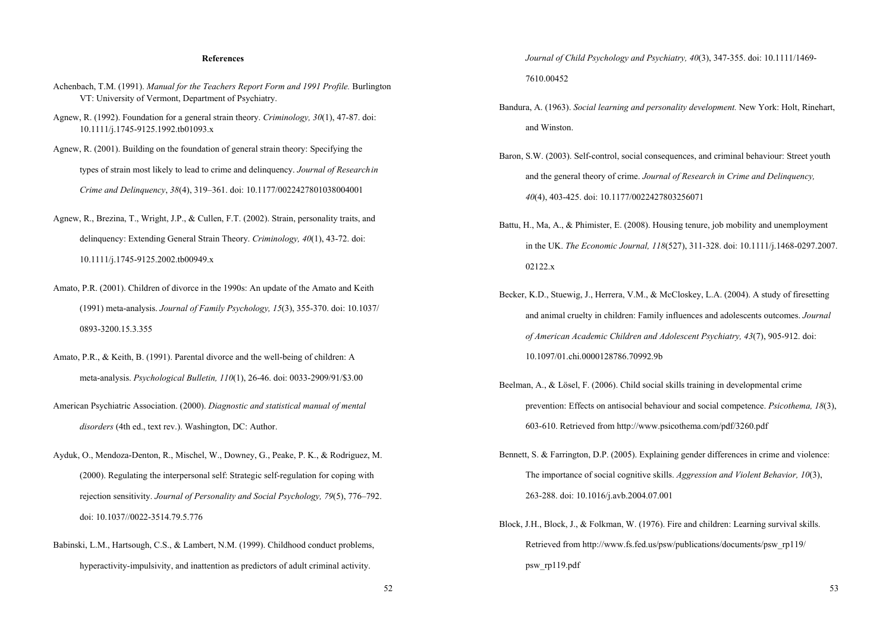**References**

Achenbach, T.M. (1991). *Manual for the Teachers Report Form and 1991 Profile.* Burlington VT: University of Vermont, Department of Psychiatry.

Agnew, R. (1992). Foundation for a general strain theory. *Criminology, 30*(1), 47-87. doi: 10.1111/j.1745-9125.1992.tb01093.x

Agnew, R. (2001). Building on the foundation of general strain theory: Specifying the types of strain most likely to lead to crime and delinquency. *Journal of Research in Crime and Delinquency*, *38*(4), 319–361. doi: 10.1177/0022427801038004001

Agnew, R., Brezina, T., Wright, J.P., & Cullen, F.T. (2002). Strain, personality traits, and delinquency: Extending General Strain Theory. *Criminology, 40*(1), 43-72. doi: 10.1111/j.1745-9125.2002.tb00949.x

Amato, P.R. (2001). Children of divorce in the 1990s: An update of the Amato and Keith (1991) meta-analysis. *Journal of Family Psychology, 15*(3), 355-370. doi: 10.1037/0893-3200.15.3.355

Amato, P.R., & Keith, B. (1991). Parental divorce and the well-being of children: A meta-analysis. *Psychological Bulletin, 110*(1), 26-46. doi: 0033-2909/91/$3.00

American Psychiatric Association. (2000). *Diagnostic and statistical manual of mental disorders* (4th ed., text rev.). Washington, DC: Author.

Ayduk, O., Mendoza-Denton, R., Mischel, W., Downey, G., Peake, P. K., & Rodriguez, M. (2000). Regulating the interpersonal self: Strategic self-regulation for coping with rejection sensitivity. *Journal of Personality and Social Psychology, 79*(5), 776–792. doi: 10.1037//0022-3514.79.5.776

Babinski, L.M., Hartsough, C.S., & Lambert, N.M. (1999). Childhood conduct problems, hyperactivity-impulsivity, and inattention as predictors of adult criminal activity. *Journal of Child Psychology and Psychiatry, 40*(3), 347-355. doi: 10.1111/1469-7610.00452

Bandura, A. (1963). *Social learning and personality development.* New York: Holt, Rinehart, and Winston.

Baron, S.W. (2003). Self-control, social consequences, and criminal behaviour: Street youth and the general theory of crime. *Journal of Research in Crime and Delinquency, 40*(4), 403-425. doi: 10.1177/0022427803256071

Battu, H., Ma, A., & Phimister, E. (2008). Housing tenure, job mobility and unemployment in the UK. *The Economic Journal, 118*(527), 311-328. doi: 10.1111/j.1468-0297.2007.02122.x

Becker, K.D., Stuewig, J., Herrera, V.M., & McCloskey, L.A. (2004). A study of firesetting and animal cruelty in children: Family influences and adolescents outcomes. *Journal of American Academic Children and Adolescent Psychiatry, 43*(7), 905-912. doi: 10.1097/01.chi.0000128786.70992.9b

Beelman, A., & Lösel, F. (2006). Child social skills training in developmental crime prevention: Effects on antisocial behaviour and social competence. *Psicothema, 18*(3), 603-610. Retrieved from http://www.psicothema.com/pdf/3260.pdf

Bennett, S. & Farrington, D.P. (2005). Explaining gender differences in crime and violence: The importance of social cognitive skills. *Aggression and Violent Behavior, 10*(3), 263-288. doi: 10.1016/j.avb.2004.07.001

Block, J.H., Block, J., & Folkman, W. (1976). Fire and children: Learning survival skills. Retrieved from http://www.fs.fed.us/psw/publications/documents/psw_rp119/psw_rp119.pdf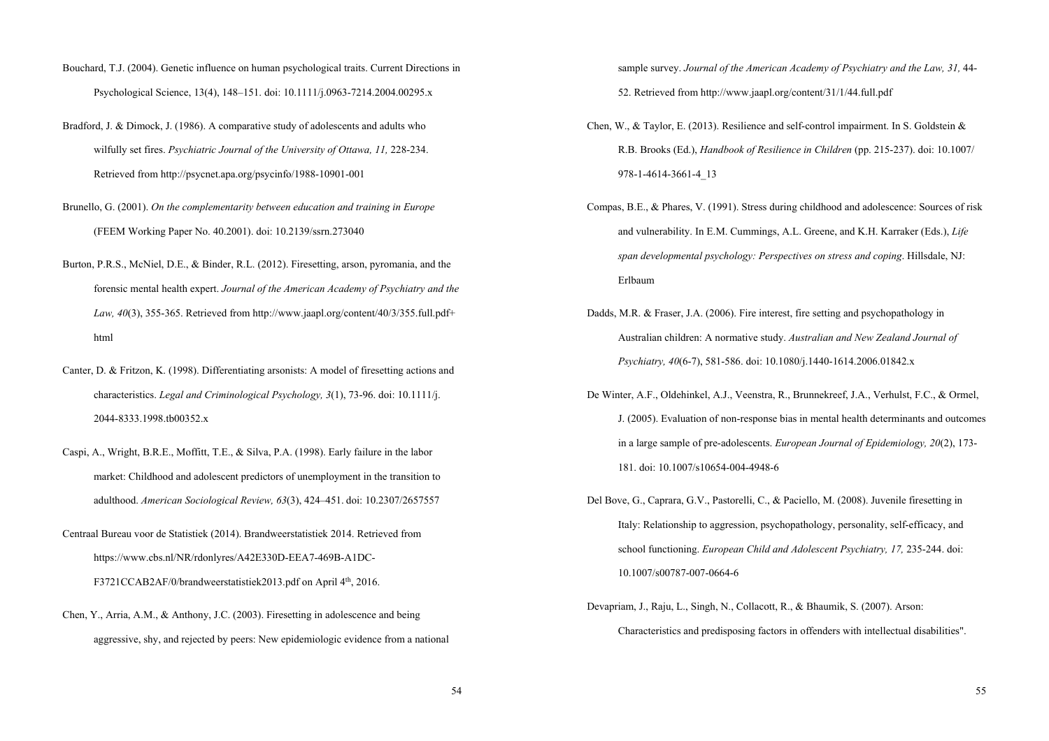Bouchard, T.J. (2004). Genetic influence on human psychological traits. Current Directions in Psychological Science, 13(4), 148–151. doi: 10.1111/j.0963-7214.2004.00295.x

Bradford, J. & Dimock, J. (1986). A comparative study of adolescents and adults who wilfully set fires. *Psychiatric Journal of the University of Ottawa, 11,* 228-234. Retrieved from http://psycnet.apa.org/psycinfo/1988-10901-001

Brunello, G. (2001). *On the complementarity between education and training in Europe* (FEEM Working Paper No. 40.2001). doi: 10.2139/ssrn.273040

Burton, P.R.S., McNiel, D.E., & Binder, R.L. (2012). Firesetting, arson, pyromania, and the forensic mental health expert. *Journal of the American Academy of Psychiatry and the Law, 40*(3), 355-365. Retrieved from http://www.jaapl.org/content/40/3/355.full.pdf+html

Canter, D. & Fritzon, K. (1998). Differentiating arsonists: A model of firesetting actions and characteristics. *Legal and Criminological Psychology, 3*(1), 73-96. doi: 10.1111/j.2044-8333.1998.tb00352.x

Caspi, A., Wright, B.R.E., Moffitt, T.E., & Silva, P.A. (1998). Early failure in the labor market: Childhood and adolescent predictors of unemployment in the transition to adulthood. *American Sociological Review, 63*(3), 424–451. doi: 10.2307/2657557

Centraal Bureau voor de Statistiek (2014). Brandweerstatistiek 2014. Retrieved from https://www.cbs.nl/NR/rdonlyres/A42E330D-EEA7-469B-A1DC-F3721CCAB2AF/0/brandweerstatistiek2013.pdf on April 4th, 2016.

Chen, Y., Arria, A.M., & Anthony, J.C. (2003). Firesetting in adolescence and being aggressive, shy, and rejected by peers: New epidemiologic evidence from a national sample survey. *Journal of the American Academy of Psychiatry and the Law, 31,* 44-52. Retrieved from http://www.jaapl.org/content/31/1/44.full.pdf

Chen, W., & Taylor, E. (2013). Resilience and self-control impairment. In S. Goldstein & R.B. Brooks (Ed.), *Handbook of Resilience in Children* (pp. 215-237). doi: 10.1007/978-1-4614-3661-4_13

Compas, B.E., & Phares, V. (1991). Stress during childhood and adolescence: Sources of risk and vulnerability. In E.M. Cummings, A.L. Greene, and K.H. Karraker (Eds.), *Life span developmental psychology: Perspectives on stress and coping*. Hillsdale, NJ: Erlbaum

Dadds, M.R. & Fraser, J.A. (2006). Fire interest, fire setting and psychopathology in Australian children: A normative study. *Australian and New Zealand Journal of Psychiatry, 40*(6-7), 581-586. doi: 10.1080/j.1440-1614.2006.01842.x

De Winter, A.F., Oldehinkel, A.J., Veenstra, R., Brunnekreef, J.A., Verhulst, F.C., & Ormel, J. (2005). Evaluation of non-response bias in mental health determinants and outcomes in a large sample of pre-adolescents. *European Journal of Epidemiology, 20*(2), 173-181. doi: 10.1007/s10654-004-4948-6

Del Bove, G., Caprara, G.V., Pastorelli, C., & Paciello, M. (2008). Juvenile firesetting in Italy: Relationship to aggression, psychopathology, personality, self-efficacy, and school functioning. *European Child and Adolescent Psychiatry, 17,* 235-244. doi: 10.1007/s00787-007-0664-6

Devapriam, J., Raju, L., Singh, N., Collacott, R., & Bhaumik, S. (2007). Arson: Characteristics and predisposing factors in offenders with intellectual disabilities".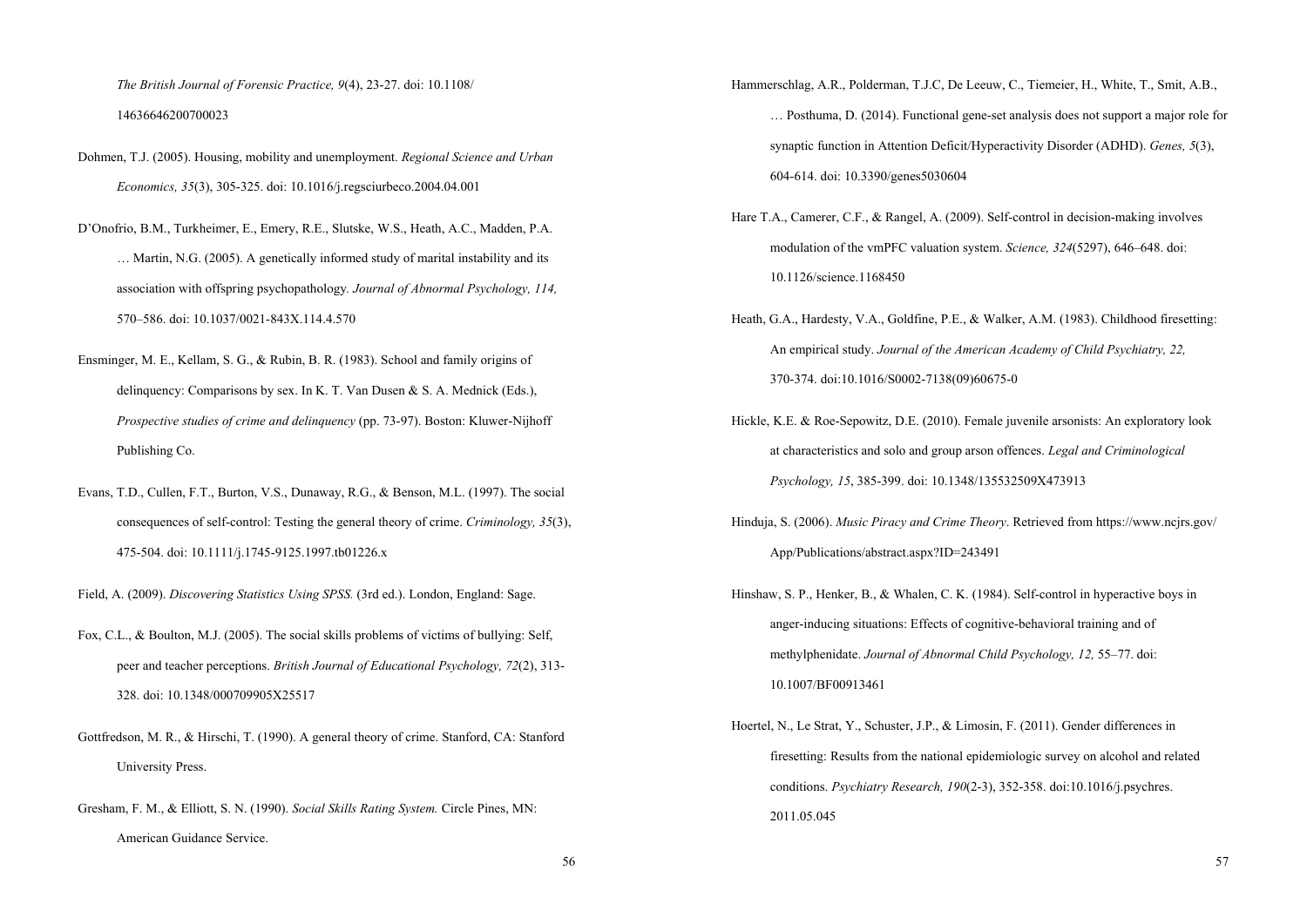*The British Journal of Forensic Practice, 9*(4), 23-27. doi: 10.1108/ 14636646200700023

Dohmen, T.J. (2005). Housing, mobility and unemployment. *Regional Science and Urban Economics, 35*(3), 305-325. doi: 10.1016/j.regsciurbeco.2004.04.001

D'Onofrio, B.M., Turkheimer, E., Emery, R.E., Slutske, W.S., Heath, A.C., Madden, P.A. … Martin, N.G. (2005). A genetically informed study of marital instability and its association with offspring psychopathology. *Journal of Abnormal Psychology, 114,* 570–586. doi: 10.1037/0021-843X.114.4.570

Ensminger, M. E., Kellam, S. G., & Rubin, B. R. (1983). School and family origins of delinquency: Comparisons by sex. In K. T. Van Dusen & S. A. Mednick (Eds.), *Prospective studies of crime and delinquency* (pp. 73-97). Boston: Kluwer-Nijhoff Publishing Co.

Evans, T.D., Cullen, F.T., Burton, V.S., Dunaway, R.G., & Benson, M.L. (1997). The social consequences of self-control: Testing the general theory of crime. *Criminology, 35*(3), 475-504. doi: 10.1111/j.1745-9125.1997.tb01226.x

Field, A. (2009). *Discovering Statistics Using SPSS.* (3rd ed.). London, England: Sage.

Fox, C.L., & Boulton, M.J. (2005). The social skills problems of victims of bullying: Self, peer and teacher perceptions. *British Journal of Educational Psychology, 72*(2), 313-328. doi: 10.1348/000709905X25517

Gottfredson, M. R., & Hirschi, T. (1990). A general theory of crime. Stanford, CA: Stanford University Press.

Gresham, F. M., & Elliott, S. N. (1990). *Social Skills Rating System.* Circle Pines, MN: American Guidance Service.

Hammerschlag, A.R., Polderman, T.J.C, De Leeuw, C., Tiemeier, H., White, T., Smit, A.B., … Posthuma, D. (2014). Functional gene-set analysis does not support a major role for synaptic function in Attention Deficit/Hyperactivity Disorder (ADHD). *Genes, 5*(3), 604-614. doi: 10.3390/genes5030604

Hare T.A., Camerer, C.F., & Rangel, A. (2009). Self-control in decision-making involves modulation of the vmPFC valuation system. *Science, 324*(5297), 646–648. doi: 10.1126/science.1168450

Heath, G.A., Hardesty, V.A., Goldfine, P.E., & Walker, A.M. (1983). Childhood firesetting: An empirical study. *Journal of the American Academy of Child Psychiatry, 22,* 370-374. doi:10.1016/S0002-7138(09)60675-0

Hickle, K.E. & Roe-Sepowitz, D.E. (2010). Female juvenile arsonists: An exploratory look at characteristics and solo and group arson offences. *Legal and Criminological Psychology, 15*, 385-399. doi: 10.1348/135532509X473913

Hinduja, S. (2006). *Music Piracy and Crime Theory*. Retrieved from https://www.ncjrs.gov/ App/Publications/abstract.aspx?ID=243491

Hinshaw, S. P., Henker, B., & Whalen, C. K. (1984). Self-control in hyperactive boys in anger-inducing situations: Effects of cognitive-behavioral training and of methylphenidate. *Journal of Abnormal Child Psychology, 12,* 55–77. doi: 10.1007/BF00913461

Hoertel, N., Le Strat, Y., Schuster, J.P., & Limosin, F. (2011). Gender differences in firesetting: Results from the national epidemiologic survey on alcohol and related conditions. *Psychiatry Research, 190*(2-3), 352-358. doi:10.1016/j.psychres. 2011.05.045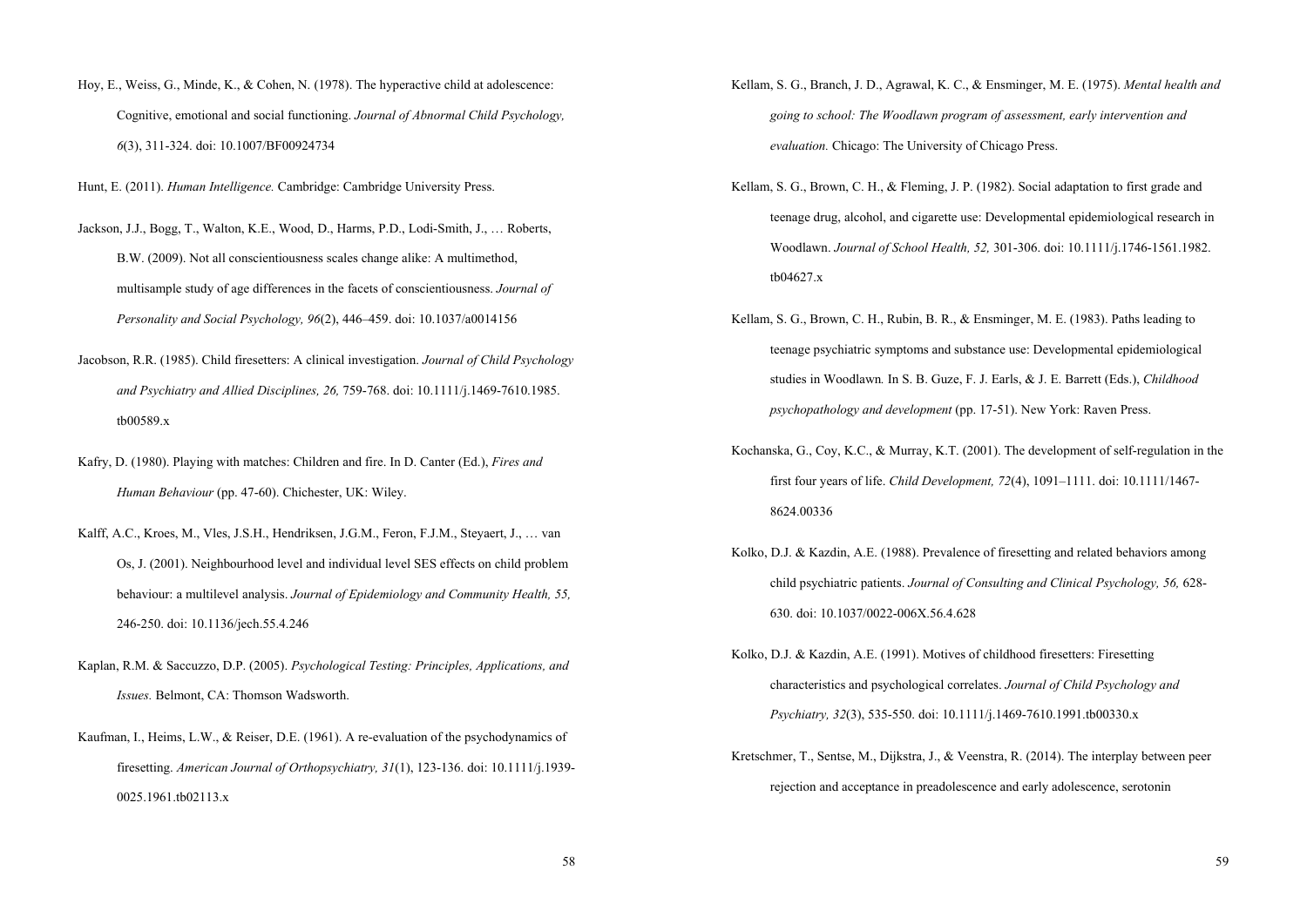Hoy, E., Weiss, G., Minde, K., & Cohen, N. (1978). The hyperactive child at adolescence: Cognitive, emotional and social functioning. *Journal of Abnormal Child Psychology, 6*(3), 311-324. doi: 10.1007/BF00924734

Hunt, E. (2011). *Human Intelligence.* Cambridge: Cambridge University Press.

Jackson, J.J., Bogg, T., Walton, K.E., Wood, D., Harms, P.D., Lodi-Smith, J., … Roberts, B.W. (2009). Not all conscientiousness scales change alike: A multimethod, multisample study of age differences in the facets of conscientiousness. *Journal of Personality and Social Psychology, 96*(2), 446–459. doi: 10.1037/a0014156

Jacobson, R.R. (1985). Child firesetters: A clinical investigation. *Journal of Child Psychology and Psychiatry and Allied Disciplines, 26,* 759-768. doi: 10.1111/j.1469-7610.1985. tb00589.x

Kafry, D. (1980). Playing with matches: Children and fire. In D. Canter (Ed.), *Fires and Human Behaviour* (pp. 47-60). Chichester, UK: Wiley.

Kalff, A.C., Kroes, M., Vles, J.S.H., Hendriksen, J.G.M., Feron, F.J.M., Steyaert, J., … van Os, J. (2001). Neighbourhood level and individual level SES effects on child problem behaviour: a multilevel analysis. *Journal of Epidemiology and Community Health, 55,* 246-250. doi: 10.1136/jech.55.4.246

Kaplan, R.M. & Saccuzzo, D.P. (2005). *Psychological Testing: Principles, Applications, and Issues.* Belmont, CA: Thomson Wadsworth.

Kaufman, I., Heims, L.W., & Reiser, D.E. (1961). A re-evaluation of the psychodynamics of firesetting. *American Journal of Orthopsychiatry, 31*(1), 123-136. doi: 10.1111/j.1939-0025.1961.tb02113.x

Kellam, S. G., Branch, J. D., Agrawal, K. C., & Ensminger, M. E. (1975). *Mental health and going to school: The Woodlawn program of assessment, early intervention and evaluation.* Chicago: The University of Chicago Press.

Kellam, S. G., Brown, C. H., & Fleming, J. P. (1982). Social adaptation to first grade and teenage drug, alcohol, and cigarette use: Developmental epidemiological research in Woodlawn. *Journal of School Health, 52,* 301-306. doi: 10.1111/j.1746-1561.1982. tb04627.x

Kellam, S. G., Brown, C. H., Rubin, B. R., & Ensminger, M. E. (1983). Paths leading to teenage psychiatric symptoms and substance use: Developmental epidemiological studies in Woodlawn*.* In S. B. Guze, F. J. Earls, & J. E. Barrett (Eds.), *Childhood psychopathology and development* (pp. 17-51). New York: Raven Press.

Kochanska, G., Coy, K.C., & Murray, K.T. (2001). The development of self-regulation in the first four years of life. *Child Development, 72*(4), 1091–1111. doi: 10.1111/1467-8624.00336

Kolko, D.J. & Kazdin, A.E. (1988). Prevalence of firesetting and related behaviors among child psychiatric patients. *Journal of Consulting and Clinical Psychology, 56,* 628-630. doi: 10.1037/0022-006X.56.4.628

Kolko, D.J. & Kazdin, A.E. (1991). Motives of childhood firesetters: Firesetting characteristics and psychological correlates. *Journal of Child Psychology and Psychiatry, 32*(3), 535-550. doi: 10.1111/j.1469-7610.1991.tb00330.x

Kretschmer, T., Sentse, M., Dijkstra, J., & Veenstra, R. (2014). The interplay between peer rejection and acceptance in preadolescence and early adolescence, serotonin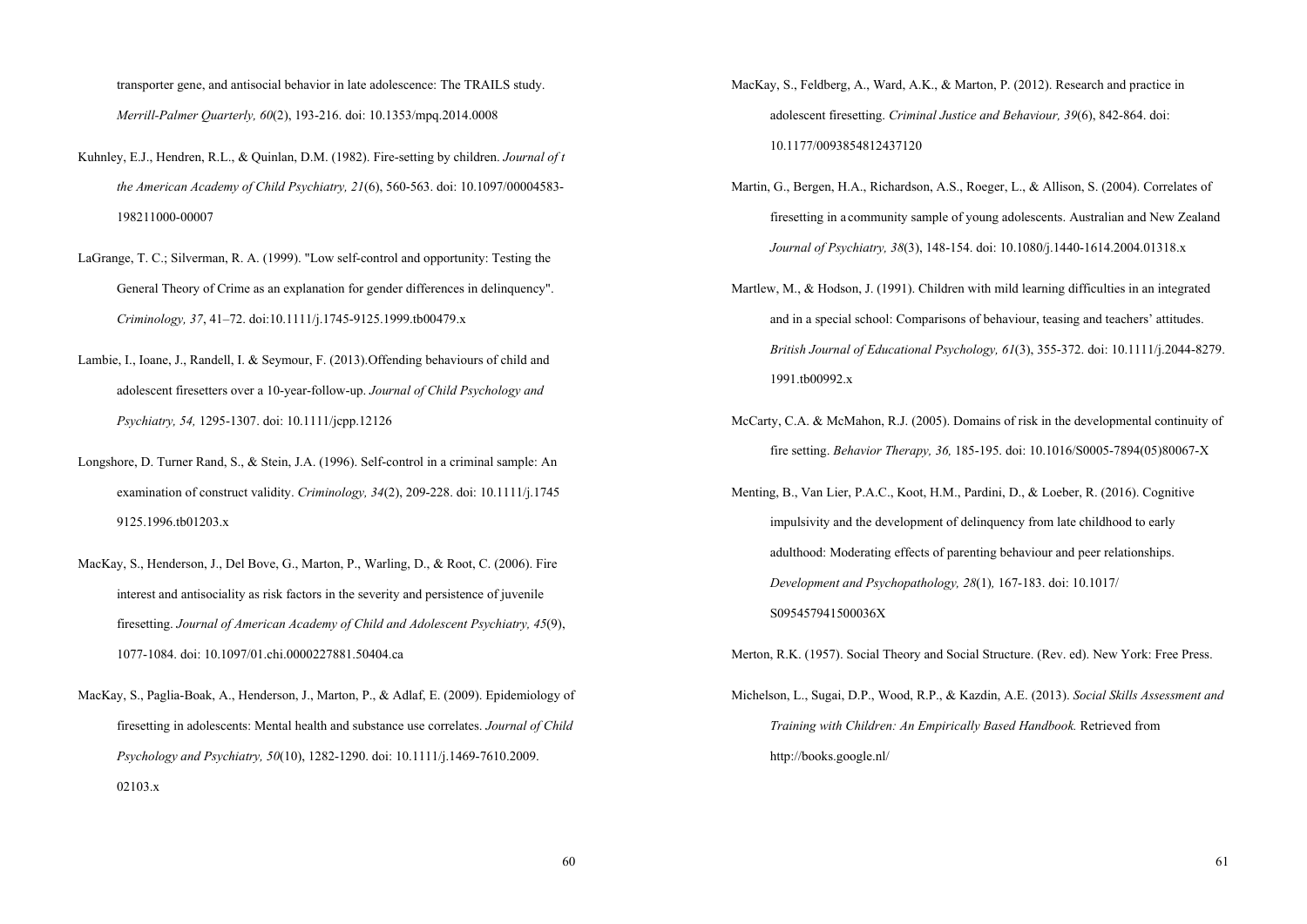transporter gene, and antisocial behavior in late adolescence: The TRAILS study. *Merrill-Palmer Quarterly, 60*(2), 193-216. doi: 10.1353/mpq.2014.0008

Kuhnley, E.J., Hendren, R.L., & Quinlan, D.M. (1982). Fire-setting by children. *Journal of t the American Academy of Child Psychiatry, 21*(6), 560-563. doi: 10.1097/00004583-198211000-00007

LaGrange, T. C.; Silverman, R. A. (1999). "Low self-control and opportunity: Testing the General Theory of Crime as an explanation for gender differences in delinquency". *Criminology, 37*, 41–72. doi:10.1111/j.1745-9125.1999.tb00479.x

Lambie, I., Ioane, J., Randell, I. & Seymour, F. (2013).Offending behaviours of child and adolescent firesetters over a 10-year-follow-up. *Journal of Child Psychology and Psychiatry, 54,* 1295-1307. doi: 10.1111/jcpp.12126

Longshore, D. Turner Rand, S., & Stein, J.A. (1996). Self-control in a criminal sample: An examination of construct validity. *Criminology, 34*(2), 209-228. doi: 10.1111/j.1745 9125.1996.tb01203.x

MacKay, S., Henderson, J., Del Bove, G., Marton, P., Warling, D., & Root, C. (2006). Fire interest and antisociality as risk factors in the severity and persistence of juvenile firesetting. *Journal of American Academy of Child and Adolescent Psychiatry, 45*(9), 1077-1084. doi: 10.1097/01.chi.0000227881.50404.ca

MacKay, S., Paglia-Boak, A., Henderson, J., Marton, P., & Adlaf, E. (2009). Epidemiology of firesetting in adolescents: Mental health and substance use correlates. *Journal of Child Psychology and Psychiatry, 50*(10), 1282-1290. doi: 10.1111/j.1469-7610.2009. 02103.x

MacKay, S., Feldberg, A., Ward, A.K., & Marton, P. (2012). Research and practice in adolescent firesetting. *Criminal Justice and Behaviour, 39*(6), 842-864. doi: 10.1177/0093854812437120

Martin, G., Bergen, H.A., Richardson, A.S., Roeger, L., & Allison, S. (2004). Correlates of firesetting in a community sample of young adolescents. Australian and New Zealand *Journal of Psychiatry, 38*(3), 148-154. doi: 10.1080/j.1440-1614.2004.01318.x

Martlew, M., & Hodson, J. (1991). Children with mild learning difficulties in an integrated and in a special school: Comparisons of behaviour, teasing and teachers' attitudes. *British Journal of Educational Psychology, 61*(3), 355-372. doi: 10.1111/j.2044-8279. 1991.tb00992.x

McCarty, C.A. & McMahon, R.J. (2005). Domains of risk in the developmental continuity of fire setting. *Behavior Therapy, 36,* 185-195. doi: 10.1016/S0005-7894(05)80067-X

Menting, B., Van Lier, P.A.C., Koot, H.M., Pardini, D., & Loeber, R. (2016). Cognitive impulsivity and the development of delinquency from late childhood to early adulthood: Moderating effects of parenting behaviour and peer relationships. *Development and Psychopathology, 28*(1)*,* 167-183. doi: 10.1017/ S095457941500036X

Merton, R.K. (1957). Social Theory and Social Structure. (Rev. ed). New York: Free Press.

Michelson, L., Sugai, D.P., Wood, R.P., & Kazdin, A.E. (2013). *Social Skills Assessment and Training with Children: An Empirically Based Handbook.* Retrieved from http://books.google.nl/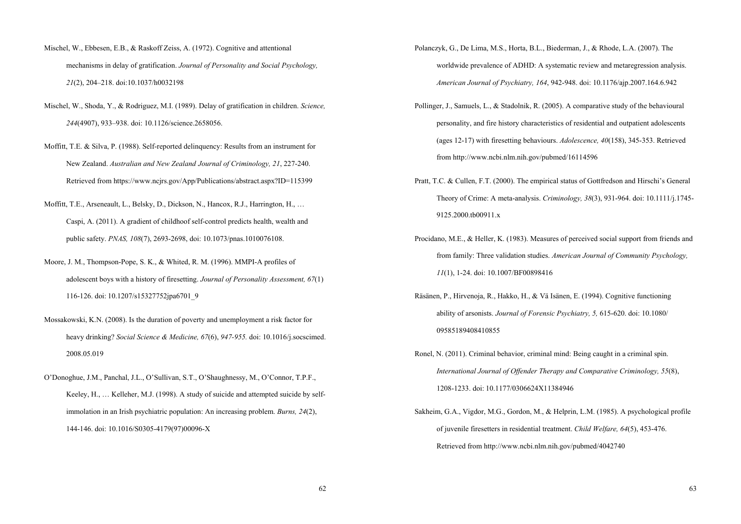Mischel, W., Ebbesen, E.B., & Raskoff Zeiss, A. (1972). Cognitive and attentional mechanisms in delay of gratification. *Journal of Personality and Social Psychology, 21*(2), 204–218. doi:10.1037/h0032198

Mischel, W., Shoda, Y., & Rodriguez, M.I. (1989). Delay of gratification in children. *Science, 244*(4907), 933–938. doi: 10.1126/science.2658056.

Moffitt, T.E. & Silva, P. (1988). Self-reported delinquency: Results from an instrument for New Zealand. *Australian and New Zealand Journal of Criminology, 21*, 227-240. Retrieved from https://www.ncjrs.gov/App/Publications/abstract.aspx?ID=115399

Moffitt, T.E., Arseneault, L., Belsky, D., Dickson, N., Hancox, R.J., Harrington, H., … Caspi, A. (2011). A gradient of childhoof self-control predicts health, wealth and public safety. *PNAS, 108*(7), 2693-2698, doi: 10.1073/pnas.1010076108.

Moore, J. M., Thompson-Pope, S. K., & Whited, R. M. (1996). MMPI-A profiles of adolescent boys with a history of firesetting. *Journal of Personality Assessment, 67*(1) 116-126. doi: 10.1207/s15327752jpa6701_9

Mossakowski, K.N. (2008). Is the duration of poverty and unemployment a risk factor for heavy drinking? *Social Science & Medicine, 67*(6), *947-955.* doi: 10.1016/j.socscimed. 2008.05.019

O'Donoghue, J.M., Panchal, J.L., O'Sullivan, S.T., O'Shaughnessy, M., O'Connor, T.P.F., Keeley, H., … Kelleher, M.J. (1998). A study of suicide and attempted suicide by self-immolation in an Irish psychiatric population: An increasing problem. *Burns, 24*(2), 144-146. doi: 10.1016/S0305-4179(97)00096-X

Polanczyk, G., De Lima, M.S., Horta, B.L., Biederman, J., & Rhode, L.A. (2007). The worldwide prevalence of ADHD: A systematic review and metaregression analysis. *American Journal of Psychiatry, 164*, 942-948. doi: 10.1176/ajp.2007.164.6.942

Pollinger, J., Samuels, L., & Stadolnik, R. (2005). A comparative study of the behavioural personality, and fire history characteristics of residential and outpatient adolescents (ages 12-17) with firesetting behaviours. *Adolescence, 40*(158), 345-353. Retrieved from http://www.ncbi.nlm.nih.gov/pubmed/16114596

Pratt, T.C. & Cullen, F.T. (2000). The empirical status of Gottfredson and Hirschi's General Theory of Crime: A meta-analysis. *Criminology, 38*(3), 931-964. doi: 10.1111/j.1745-9125.2000.tb00911.x

Procidano, M.E., & Heller, K. (1983). Measures of perceived social support from friends and from family: Three validation studies. *American Journal of Community Psychology, 11*(1), 1-24. doi: 10.1007/BF00898416

Räsänen, P., Hirvenoja, R., Hakko, H., & Vä Isänen, E. (1994). Cognitive functioning ability of arsonists. *Journal of Forensic Psychiatry, 5,* 615-620. doi: 10.1080/ 09585189408410855

Ronel, N. (2011). Criminal behavior, criminal mind: Being caught in a criminal spin. *International Journal of Offender Therapy and Comparative Criminology, 55*(8), 1208-1233. doi: 10.1177/0306624X11384946

Sakheim, G.A., Vigdor, M.G., Gordon, M., & Helprin, L.M. (1985). A psychological profile of juvenile firesetters in residential treatment. *Child Welfare, 64*(5), 453-476. Retrieved from http://www.ncbi.nlm.nih.gov/pubmed/4042740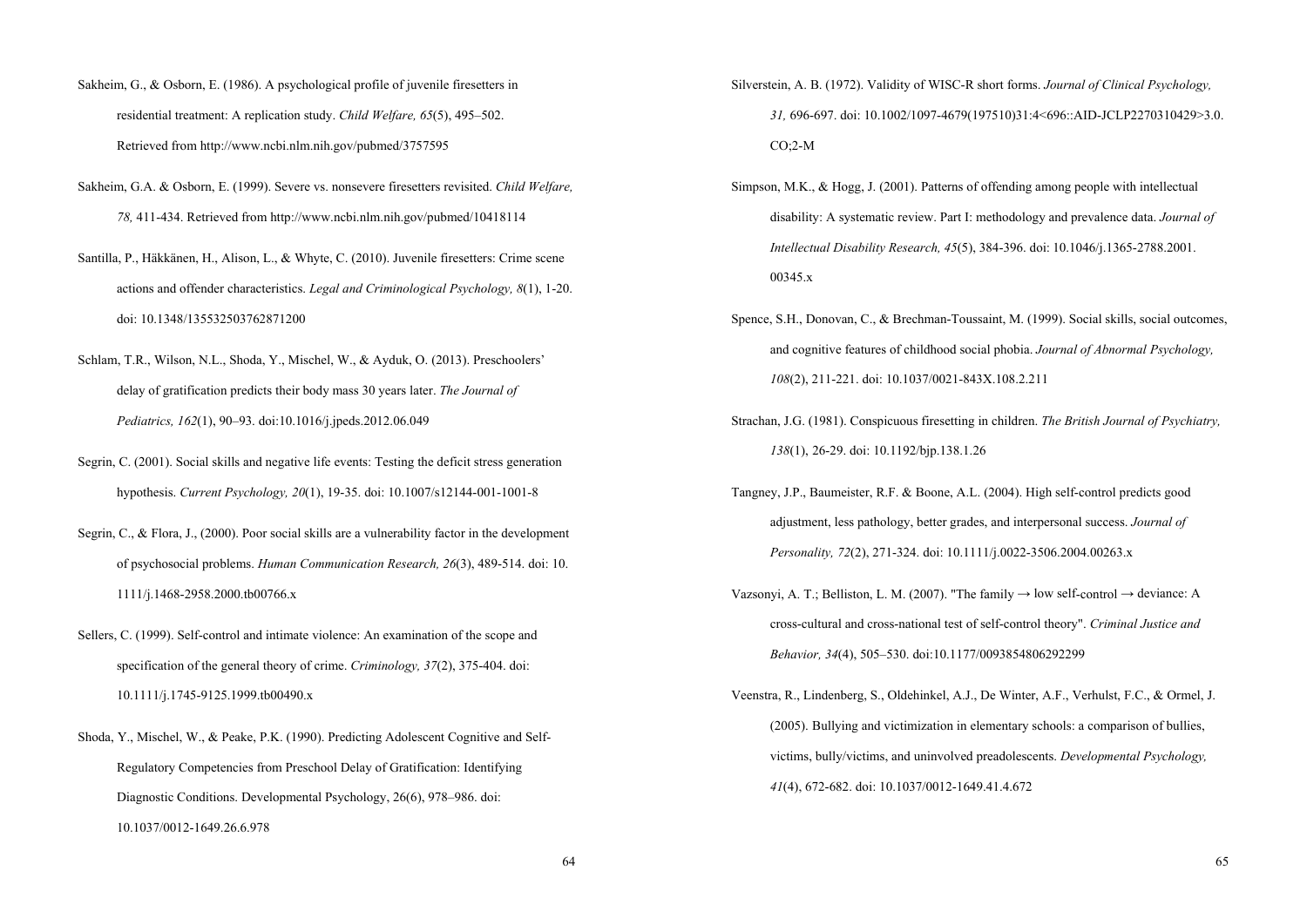Sakheim, G., & Osborn, E. (1986). A psychological profile of juvenile firesetters in residential treatment: A replication study. *Child Welfare, 65*(5), 495–502. Retrieved from http://www.ncbi.nlm.nih.gov/pubmed/3757595

Sakheim, G.A. & Osborn, E. (1999). Severe vs. nonsevere firesetters revisited. *Child Welfare, 78,* 411-434. Retrieved from http://www.ncbi.nlm.nih.gov/pubmed/10418114

Santilla, P., Häkkänen, H., Alison, L., & Whyte, C. (2010). Juvenile firesetters: Crime scene actions and offender characteristics. *Legal and Criminological Psychology, 8*(1), 1-20. doi: 10.1348/135532503762871200

Schlam, T.R., Wilson, N.L., Shoda, Y., Mischel, W., & Ayduk, O. (2013). Preschoolers' delay of gratification predicts their body mass 30 years later. *The Journal of Pediatrics, 162*(1), 90–93. doi:10.1016/j.jpeds.2012.06.049

Segrin, C. (2001). Social skills and negative life events: Testing the deficit stress generation hypothesis. *Current Psychology, 20*(1), 19-35. doi: 10.1007/s12144-001-1001-8

Segrin, C., & Flora, J., (2000). Poor social skills are a vulnerability factor in the development of psychosocial problems. *Human Communication Research, 26*(3), 489-514. doi: 10. 1111/j.1468-2958.2000.tb00766.x

Sellers, C. (1999). Self-control and intimate violence: An examination of the scope and specification of the general theory of crime. *Criminology, 37*(2), 375-404. doi: 10.1111/j.1745-9125.1999.tb00490.x

Shoda, Y., Mischel, W., & Peake, P.K. (1990). Predicting Adolescent Cognitive and Self-Regulatory Competencies from Preschool Delay of Gratification: Identifying Diagnostic Conditions. Developmental Psychology, 26(6), 978–986. doi: 10.1037/0012-1649.26.6.978

Silverstein, A. B. (1972). Validity of WISC-R short forms. *Journal of Clinical Psychology, 31,* 696-697. doi: 10.1002/1097-4679(197510)31:4<696::AID-JCLP2270310429>3.0. CO;2-M

Simpson, M.K., & Hogg, J. (2001). Patterns of offending among people with intellectual disability: A systematic review. Part I: methodology and prevalence data. *Journal of Intellectual Disability Research, 45*(5), 384-396. doi: 10.1046/j.1365-2788.2001. 00345.x

Spence, S.H., Donovan, C., & Brechman-Toussaint, M. (1999). Social skills, social outcomes, and cognitive features of childhood social phobia. *Journal of Abnormal Psychology, 108*(2), 211-221. doi: 10.1037/0021-843X.108.2.211

Strachan, J.G. (1981). Conspicuous firesetting in children. *The British Journal of Psychiatry, 138*(1), 26-29. doi: 10.1192/bjp.138.1.26

Tangney, J.P., Baumeister, R.F. & Boone, A.L. (2004). High self-control predicts good adjustment, less pathology, better grades, and interpersonal success. *Journal of Personality, 72*(2), 271-324. doi: 10.1111/j.0022-3506.2004.00263.x

Vazsonyi, A. T.; Belliston, L. M. (2007). "The family → low self-control → deviance: A cross-cultural and cross-national test of self-control theory". *Criminal Justice and Behavior, 34*(4), 505–530. doi:10.1177/0093854806292299

Veenstra, R., Lindenberg, S., Oldehinkel, A.J., De Winter, A.F., Verhulst, F.C., & Ormel, J. (2005). Bullying and victimization in elementary schools: a comparison of bullies, victims, bully/victims, and uninvolved preadolescents. *Developmental Psychology, 41*(4), 672-682. doi: 10.1037/0012-1649.41.4.672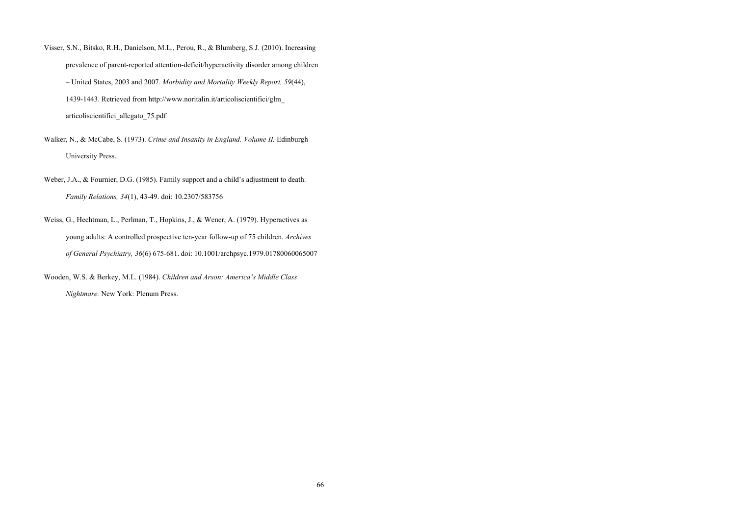Visser, S.N., Bitsko, R.H., Danielson, M.L., Perou, R., & Blumberg, S.J. (2010). Increasing prevalence of parent-reported attention-deficit/hyperactivity disorder among children – United States, 2003 and 2007. *Morbidity and Mortality Weekly Report, 59*(44), 1439-1443. Retrieved from http://www.noritalin.it/articoliscientifici/glm_articoliscientifici_allegato_75.pdf

Walker, N., & McCabe, S. (1973). *Crime and Insanity in England. Volume II.* Edinburgh University Press.

Weber, J.A., & Fournier, D.G. (1985). Family support and a child's adjustment to death. *Family Relations, 34*(1), 43-49. doi: 10.2307/583756

Weiss, G., Hechtman, L., Perlman, T., Hopkins, J., & Wener, A. (1979). Hyperactives as young adults: A controlled prospective ten-year follow-up of 75 children. *Archives of General Psychiatry, 36*(6) 675-681. doi: 10.1001/archpsyc.1979.01780060065007

Wooden, W.S. & Berkey, M.L. (1984). *Children and Arson: America's Middle Class Nightmare.* New York: Plenum Press.